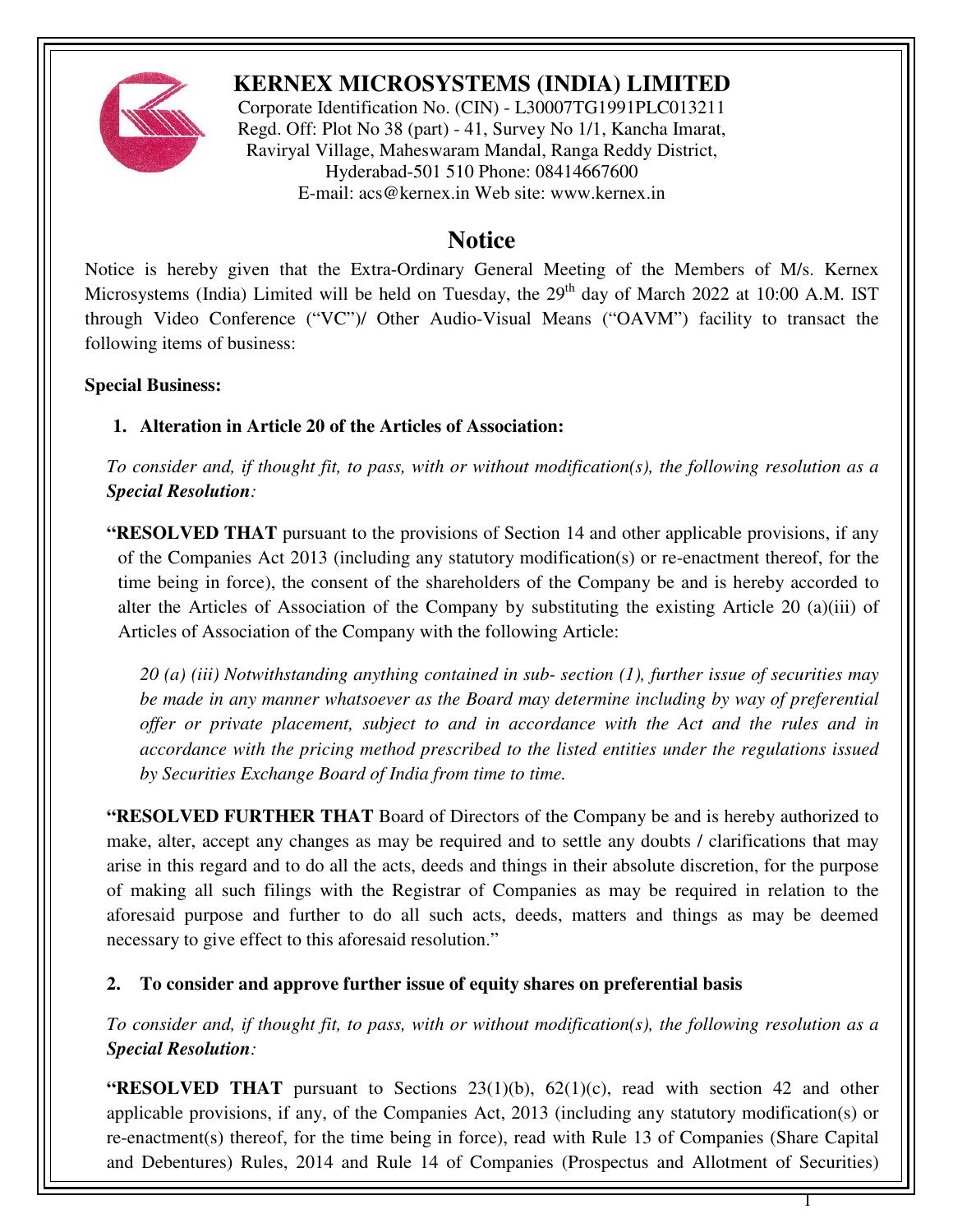# KERNEX MICROSYSTEMS (INDIA) LIMITED

Corporate Identification No. (CIN) - L30007TG1991PLC013211
Regd. Off: Plot No 38 (part) - 41, Survey No 1/1, Kancha Imarat,
Raviryal Village, Maheswaram Mandal, Ranga Reddy District,
Hyderabad-501 510 Phone: 08414667600
E-mail: acs@kernex.in Web site: www.kernex.in

## Notice

Notice is hereby given that the Extra-Ordinary General Meeting of the Members of M/s. Kernex Microsystems (India) Limited will be held on Tuesday, the 29th day of March 2022 at 10:00 A.M. IST through Video Conference ("VC")/ Other Audio-Visual Means ("OAVM") facility to transact the following items of business:

**Special Business:**

1. **Alteration in Article 20 of the Articles of Association:**

*To consider and, if thought fit, to pass, with or without modification(s), the following resolution as a **Special Resolution**:*

**"RESOLVED THAT** pursuant to the provisions of Section 14 and other applicable provisions, if any of the Companies Act 2013 (including any statutory modification(s) or re-enactment thereof, for the time being in force), the consent of the shareholders of the Company be and is hereby accorded to alter the Articles of Association of the Company by substituting the existing Article 20 (a)(iii) of Articles of Association of the Company with the following Article:

*20 (a) (iii) Notwithstanding anything contained in sub- section (1), further issue of securities may be made in any manner whatsoever as the Board may determine including by way of preferential offer or private placement, subject to and in accordance with the Act and the rules and in accordance with the pricing method prescribed to the listed entities under the regulations issued by Securities Exchange Board of India from time to time.*

**"RESOLVED FURTHER THAT** Board of Directors of the Company be and is hereby authorized to make, alter, accept any changes as may be required and to settle any doubts / clarifications that may arise in this regard and to do all the acts, deeds and things in their absolute discretion, for the purpose of making all such filings with the Registrar of Companies as may be required in relation to the aforesaid purpose and further to do all such acts, deeds, matters and things as may be deemed necessary to give effect to this aforesaid resolution."

2. **To consider and approve further issue of equity shares on preferential basis**

*To consider and, if thought fit, to pass, with or without modification(s), the following resolution as a **Special Resolution**:*

**"RESOLVED THAT** pursuant to Sections 23(1)(b), 62(1)(c), read with section 42 and other applicable provisions, if any, of the Companies Act, 2013 (including any statutory modification(s) or re-enactment(s) thereof, for the time being in force), read with Rule 13 of Companies (Share Capital and Debentures) Rules, 2014 and Rule 14 of Companies (Prospectus and Allotment of Securities)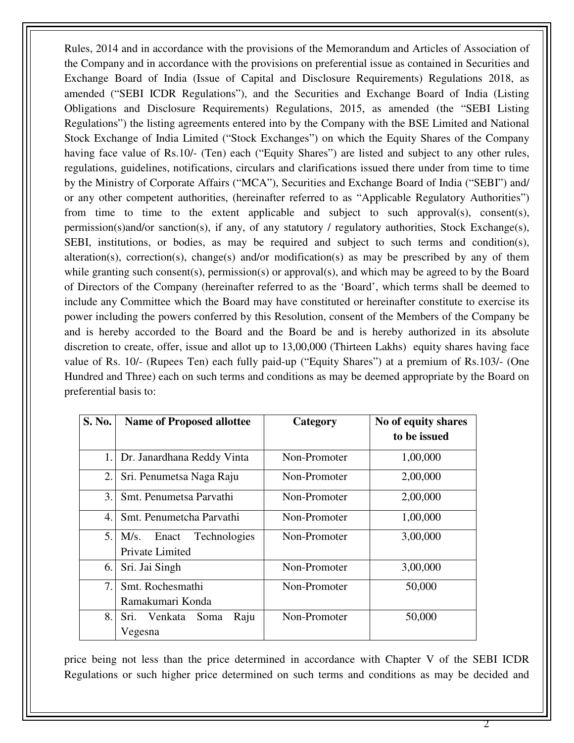Rules, 2014 and in accordance with the provisions of the Memorandum and Articles of Association of the Company and in accordance with the provisions on preferential issue as contained in Securities and Exchange Board of India (Issue of Capital and Disclosure Requirements) Regulations 2018, as amended ("SEBI ICDR Regulations"), and the Securities and Exchange Board of India (Listing Obligations and Disclosure Requirements) Regulations, 2015, as amended (the "SEBI Listing Regulations") the listing agreements entered into by the Company with the BSE Limited and National Stock Exchange of India Limited ("Stock Exchanges") on which the Equity Shares of the Company having face value of Rs.10/- (Ten) each ("Equity Shares") are listed and subject to any other rules, regulations, guidelines, notifications, circulars and clarifications issued there under from time to time by the Ministry of Corporate Affairs ("MCA"), Securities and Exchange Board of India ("SEBI") and/ or any other competent authorities, (hereinafter referred to as "Applicable Regulatory Authorities") from time to time to the extent applicable and subject to such approval(s), consent(s), permission(s)and/or sanction(s), if any, of any statutory / regulatory authorities, Stock Exchange(s), SEBI, institutions, or bodies, as may be required and subject to such terms and condition(s), alteration(s), correction(s), change(s) and/or modification(s) as may be prescribed by any of them while granting such consent(s), permission(s) or approval(s), and which may be agreed to by the Board of Directors of the Company (hereinafter referred to as the 'Board', which terms shall be deemed to include any Committee which the Board may have constituted or hereinafter constitute to exercise its power including the powers conferred by this Resolution, consent of the Members of the Company be and is hereby accorded to the Board and the Board be and is hereby authorized in its absolute discretion to create, offer, issue and allot up to 13,00,000 (Thirteen Lakhs) equity shares having face value of Rs. 10/- (Rupees Ten) each fully paid-up ("Equity Shares") at a premium of Rs.103/- (One Hundred and Three) each on such terms and conditions as may be deemed appropriate by the Board on preferential basis to:

| S. No. | Name of Proposed allottee | Category | No of equity shares to be issued |
|---|---|---|---|
| 1. | Dr. Janardhana Reddy Vinta | Non-Promoter | 1,00,000 |
| 2. | Sri. Penumetsa Naga Raju | Non-Promoter | 2,00,000 |
| 3. | Smt. Penumetsa Parvathi | Non-Promoter | 2,00,000 |
| 4. | Smt. Penumetcha Parvathi | Non-Promoter | 1,00,000 |
| 5. | M/s. Enact Technologies Private Limited | Non-Promoter | 3,00,000 |
| 6. | Sri. Jai Singh | Non-Promoter | 3,00,000 |
| 7. | Smt. Rochesmathi Ramakumari Konda | Non-Promoter | 50,000 |
| 8. | Sri. Venkata Soma Raju Vegesna | Non-Promoter | 50,000 |

price being not less than the price determined in accordance with Chapter V of the SEBI ICDR Regulations or such higher price determined on such terms and conditions as may be decided and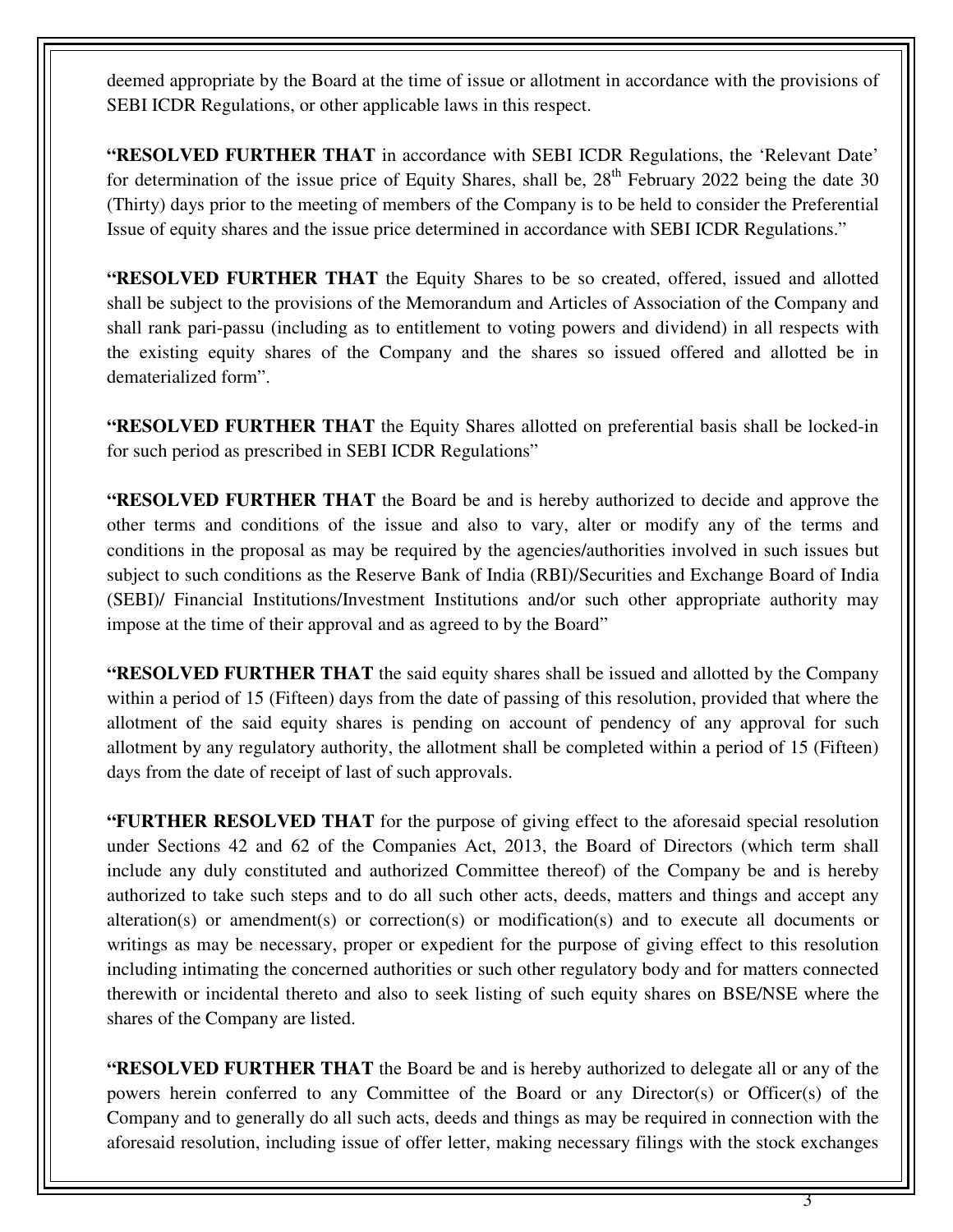deemed appropriate by the Board at the time of issue or allotment in accordance with the provisions of SEBI ICDR Regulations, or other applicable laws in this respect.

**"RESOLVED FURTHER THAT** in accordance with SEBI ICDR Regulations, the 'Relevant Date' for determination of the issue price of Equity Shares, shall be, 28th February 2022 being the date 30 (Thirty) days prior to the meeting of members of the Company is to be held to consider the Preferential Issue of equity shares and the issue price determined in accordance with SEBI ICDR Regulations."

**"RESOLVED FURTHER THAT** the Equity Shares to be so created, offered, issued and allotted shall be subject to the provisions of the Memorandum and Articles of Association of the Company and shall rank pari-passu (including as to entitlement to voting powers and dividend) in all respects with the existing equity shares of the Company and the shares so issued offered and allotted be in dematerialized form".

**"RESOLVED FURTHER THAT** the Equity Shares allotted on preferential basis shall be locked-in for such period as prescribed in SEBI ICDR Regulations"

**"RESOLVED FURTHER THAT** the Board be and is hereby authorized to decide and approve the other terms and conditions of the issue and also to vary, alter or modify any of the terms and conditions in the proposal as may be required by the agencies/authorities involved in such issues but subject to such conditions as the Reserve Bank of India (RBI)/Securities and Exchange Board of India (SEBI)/ Financial Institutions/Investment Institutions and/or such other appropriate authority may impose at the time of their approval and as agreed to by the Board"

**"RESOLVED FURTHER THAT** the said equity shares shall be issued and allotted by the Company within a period of 15 (Fifteen) days from the date of passing of this resolution, provided that where the allotment of the said equity shares is pending on account of pendency of any approval for such allotment by any regulatory authority, the allotment shall be completed within a period of 15 (Fifteen) days from the date of receipt of last of such approvals.

**"FURTHER RESOLVED THAT** for the purpose of giving effect to the aforesaid special resolution under Sections 42 and 62 of the Companies Act, 2013, the Board of Directors (which term shall include any duly constituted and authorized Committee thereof) of the Company be and is hereby authorized to take such steps and to do all such other acts, deeds, matters and things and accept any alteration(s) or amendment(s) or correction(s) or modification(s) and to execute all documents or writings as may be necessary, proper or expedient for the purpose of giving effect to this resolution including intimating the concerned authorities or such other regulatory body and for matters connected therewith or incidental thereto and also to seek listing of such equity shares on BSE/NSE where the shares of the Company are listed.

**"RESOLVED FURTHER THAT** the Board be and is hereby authorized to delegate all or any of the powers herein conferred to any Committee of the Board or any Director(s) or Officer(s) of the Company and to generally do all such acts, deeds and things as may be required in connection with the aforesaid resolution, including issue of offer letter, making necessary filings with the stock exchanges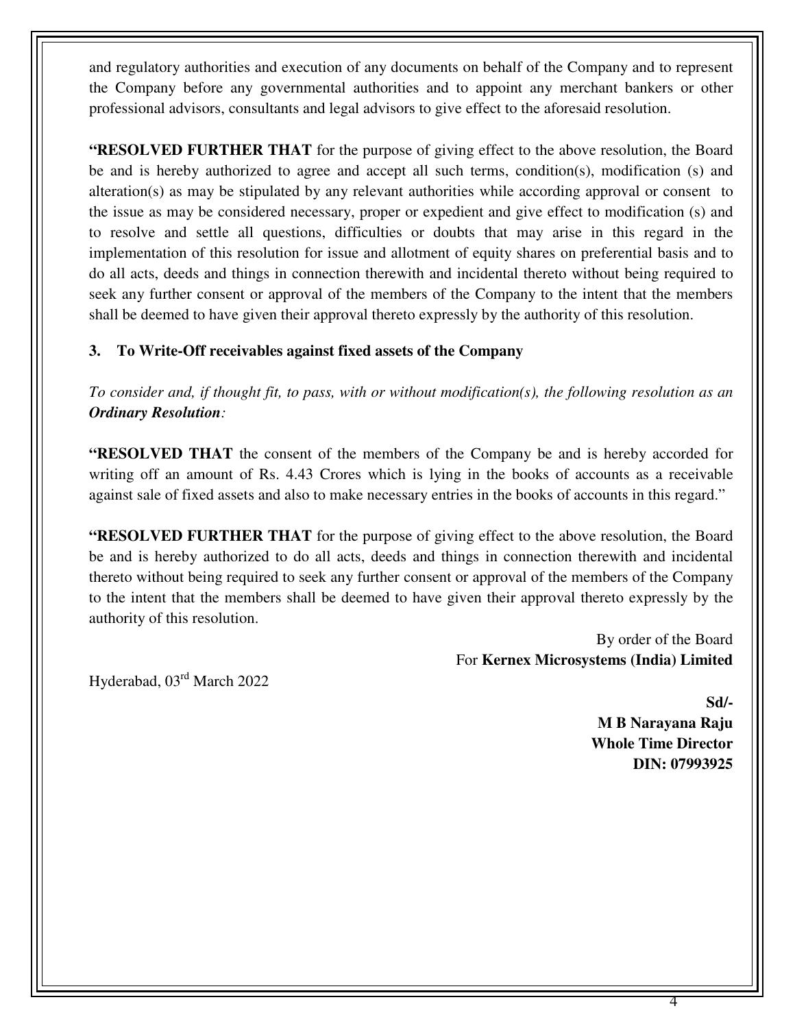and regulatory authorities and execution of any documents on behalf of the Company and to represent the Company before any governmental authorities and to appoint any merchant bankers or other professional advisors, consultants and legal advisors to give effect to the aforesaid resolution.

**"RESOLVED FURTHER THAT** for the purpose of giving effect to the above resolution, the Board be and is hereby authorized to agree and accept all such terms, condition(s), modification (s) and alteration(s) as may be stipulated by any relevant authorities while according approval or consent to the issue as may be considered necessary, proper or expedient and give effect to modification (s) and to resolve and settle all questions, difficulties or doubts that may arise in this regard in the implementation of this resolution for issue and allotment of equity shares on preferential basis and to do all acts, deeds and things in connection therewith and incidental thereto without being required to seek any further consent or approval of the members of the Company to the intent that the members shall be deemed to have given their approval thereto expressly by the authority of this resolution.

**3. To Write-Off receivables against fixed assets of the Company**

*To consider and, if thought fit, to pass, with or without modification(s), the following resolution as an **Ordinary Resolution**:*

**"RESOLVED THAT** the consent of the members of the Company be and is hereby accorded for writing off an amount of Rs. 4.43 Crores which is lying in the books of accounts as a receivable against sale of fixed assets and also to make necessary entries in the books of accounts in this regard."

**"RESOLVED FURTHER THAT** for the purpose of giving effect to the above resolution, the Board be and is hereby authorized to do all acts, deeds and things in connection therewith and incidental thereto without being required to seek any further consent or approval of the members of the Company to the intent that the members shall be deemed to have given their approval thereto expressly by the authority of this resolution.

By order of the Board
For **Kernex Microsystems (India) Limited**

Hyderabad, 03rd March 2022

**Sd/-**
**M B Narayana Raju**
**Whole Time Director**
**DIN: 07993925**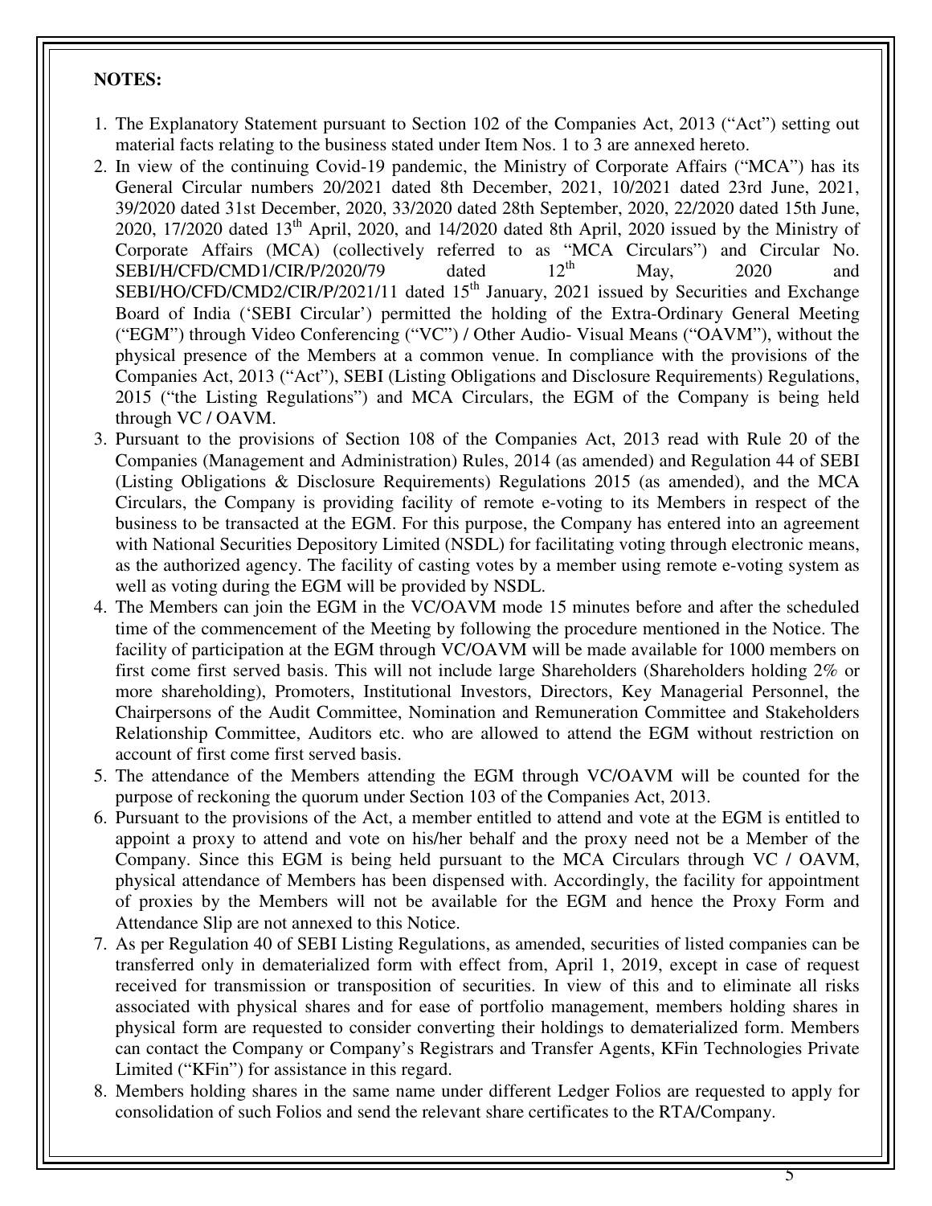**NOTES:**

1. The Explanatory Statement pursuant to Section 102 of the Companies Act, 2013 ("Act") setting out material facts relating to the business stated under Item Nos. 1 to 3 are annexed hereto.
2. In view of the continuing Covid-19 pandemic, the Ministry of Corporate Affairs ("MCA") has its General Circular numbers 20/2021 dated 8th December, 2021, 10/2021 dated 23rd June, 2021, 39/2020 dated 31st December, 2020, 33/2020 dated 28th September, 2020, 22/2020 dated 15th June, 2020, 17/2020 dated 13th April, 2020, and 14/2020 dated 8th April, 2020 issued by the Ministry of Corporate Affairs (MCA) (collectively referred to as "MCA Circulars") and Circular No. SEBI/H/CFD/CMD1/CIR/P/2020/79 dated 12th May, 2020 and SEBI/HO/CFD/CMD2/CIR/P/2021/11 dated 15th January, 2021 issued by Securities and Exchange Board of India ('SEBI Circular') permitted the holding of the Extra-Ordinary General Meeting ("EGM") through Video Conferencing ("VC") / Other Audio- Visual Means ("OAVM"), without the physical presence of the Members at a common venue. In compliance with the provisions of the Companies Act, 2013 ("Act"), SEBI (Listing Obligations and Disclosure Requirements) Regulations, 2015 ("the Listing Regulations") and MCA Circulars, the EGM of the Company is being held through VC / OAVM.
3. Pursuant to the provisions of Section 108 of the Companies Act, 2013 read with Rule 20 of the Companies (Management and Administration) Rules, 2014 (as amended) and Regulation 44 of SEBI (Listing Obligations & Disclosure Requirements) Regulations 2015 (as amended), and the MCA Circulars, the Company is providing facility of remote e-voting to its Members in respect of the business to be transacted at the EGM. For this purpose, the Company has entered into an agreement with National Securities Depository Limited (NSDL) for facilitating voting through electronic means, as the authorized agency. The facility of casting votes by a member using remote e-voting system as well as voting during the EGM will be provided by NSDL.
4. The Members can join the EGM in the VC/OAVM mode 15 minutes before and after the scheduled time of the commencement of the Meeting by following the procedure mentioned in the Notice. The facility of participation at the EGM through VC/OAVM will be made available for 1000 members on first come first served basis. This will not include large Shareholders (Shareholders holding 2% or more shareholding), Promoters, Institutional Investors, Directors, Key Managerial Personnel, the Chairpersons of the Audit Committee, Nomination and Remuneration Committee and Stakeholders Relationship Committee, Auditors etc. who are allowed to attend the EGM without restriction on account of first come first served basis.
5. The attendance of the Members attending the EGM through VC/OAVM will be counted for the purpose of reckoning the quorum under Section 103 of the Companies Act, 2013.
6. Pursuant to the provisions of the Act, a member entitled to attend and vote at the EGM is entitled to appoint a proxy to attend and vote on his/her behalf and the proxy need not be a Member of the Company. Since this EGM is being held pursuant to the MCA Circulars through VC / OAVM, physical attendance of Members has been dispensed with. Accordingly, the facility for appointment of proxies by the Members will not be available for the EGM and hence the Proxy Form and Attendance Slip are not annexed to this Notice.
7. As per Regulation 40 of SEBI Listing Regulations, as amended, securities of listed companies can be transferred only in dematerialized form with effect from, April 1, 2019, except in case of request received for transmission or transposition of securities. In view of this and to eliminate all risks associated with physical shares and for ease of portfolio management, members holding shares in physical form are requested to consider converting their holdings to dematerialized form. Members can contact the Company or Company's Registrars and Transfer Agents, KFin Technologies Private Limited ("KFin") for assistance in this regard.
8. Members holding shares in the same name under different Ledger Folios are requested to apply for consolidation of such Folios and send the relevant share certificates to the RTA/Company.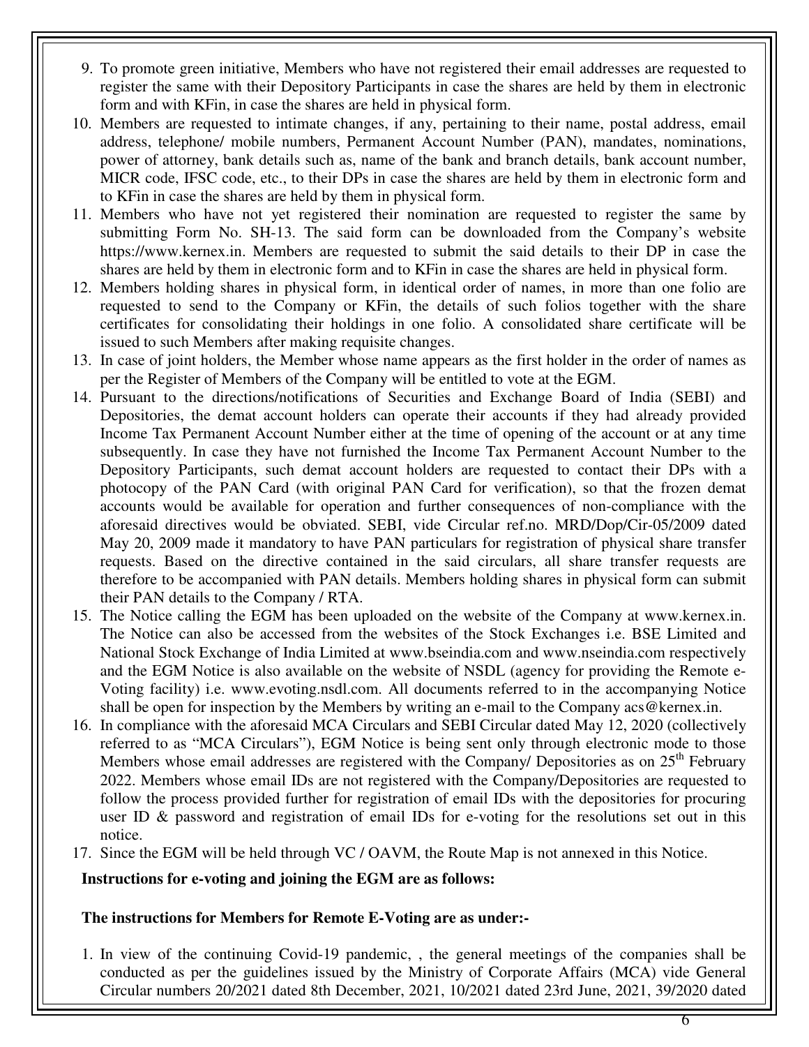9. To promote green initiative, Members who have not registered their email addresses are requested to register the same with their Depository Participants in case the shares are held by them in electronic form and with KFin, in case the shares are held in physical form.
10. Members are requested to intimate changes, if any, pertaining to their name, postal address, email address, telephone/ mobile numbers, Permanent Account Number (PAN), mandates, nominations, power of attorney, bank details such as, name of the bank and branch details, bank account number, MICR code, IFSC code, etc., to their DPs in case the shares are held by them in electronic form and to KFin in case the shares are held by them in physical form.
11. Members who have not yet registered their nomination are requested to register the same by submitting Form No. SH-13. The said form can be downloaded from the Company's website https://www.kernex.in. Members are requested to submit the said details to their DP in case the shares are held by them in electronic form and to KFin in case the shares are held in physical form.
12. Members holding shares in physical form, in identical order of names, in more than one folio are requested to send to the Company or KFin, the details of such folios together with the share certificates for consolidating their holdings in one folio. A consolidated share certificate will be issued to such Members after making requisite changes.
13. In case of joint holders, the Member whose name appears as the first holder in the order of names as per the Register of Members of the Company will be entitled to vote at the EGM.
14. Pursuant to the directions/notifications of Securities and Exchange Board of India (SEBI) and Depositories, the demat account holders can operate their accounts if they had already provided Income Tax Permanent Account Number either at the time of opening of the account or at any time subsequently. In case they have not furnished the Income Tax Permanent Account Number to the Depository Participants, such demat account holders are requested to contact their DPs with a photocopy of the PAN Card (with original PAN Card for verification), so that the frozen demat accounts would be available for operation and further consequences of non-compliance with the aforesaid directives would be obviated. SEBI, vide Circular ref.no. MRD/Dop/Cir-05/2009 dated May 20, 2009 made it mandatory to have PAN particulars for registration of physical share transfer requests. Based on the directive contained in the said circulars, all share transfer requests are therefore to be accompanied with PAN details. Members holding shares in physical form can submit their PAN details to the Company / RTA.
15. The Notice calling the EGM has been uploaded on the website of the Company at www.kernex.in. The Notice can also be accessed from the websites of the Stock Exchanges i.e. BSE Limited and National Stock Exchange of India Limited at www.bseindia.com and www.nseindia.com respectively and the EGM Notice is also available on the website of NSDL (agency for providing the Remote e-Voting facility) i.e. www.evoting.nsdl.com. All documents referred to in the accompanying Notice shall be open for inspection by the Members by writing an e-mail to the Company acs@kernex.in.
16. In compliance with the aforesaid MCA Circulars and SEBI Circular dated May 12, 2020 (collectively referred to as "MCA Circulars"), EGM Notice is being sent only through electronic mode to those Members whose email addresses are registered with the Company/ Depositories as on 25th February 2022. Members whose email IDs are not registered with the Company/Depositories are requested to follow the process provided further for registration of email IDs with the depositories for procuring user ID & password and registration of email IDs for e-voting for the resolutions set out in this notice.
17. Since the EGM will be held through VC / OAVM, the Route Map is not annexed in this Notice.

**Instructions for e-voting and joining the EGM are as follows:**

**The instructions for Members for Remote E-Voting are as under:-**

1. In view of the continuing Covid-19 pandemic, , the general meetings of the companies shall be conducted as per the guidelines issued by the Ministry of Corporate Affairs (MCA) vide General Circular numbers 20/2021 dated 8th December, 2021, 10/2021 dated 23rd June, 2021, 39/2020 dated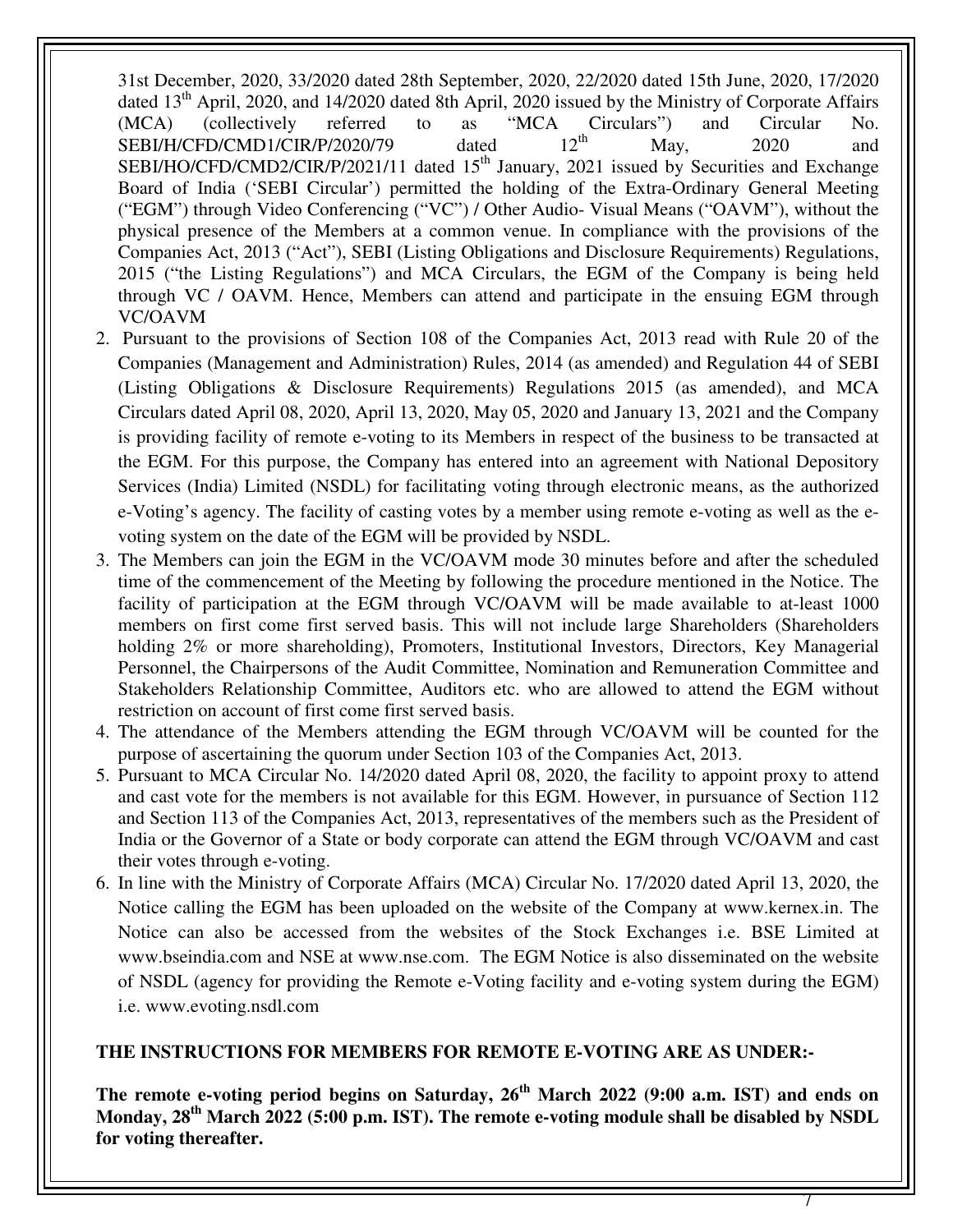31st December, 2020, 33/2020 dated 28th September, 2020, 22/2020 dated 15th June, 2020, 17/2020 dated 13th April, 2020, and 14/2020 dated 8th April, 2020 issued by the Ministry of Corporate Affairs (MCA) (collectively referred to as "MCA Circulars") and Circular No. SEBI/H/CFD/CMD1/CIR/P/2020/79 dated 12th May, 2020 and SEBI/HO/CFD/CMD2/CIR/P/2021/11 dated 15th January, 2021 issued by Securities and Exchange Board of India ('SEBI Circular') permitted the holding of the Extra-Ordinary General Meeting ("EGM") through Video Conferencing ("VC") / Other Audio- Visual Means ("OAVM"), without the physical presence of the Members at a common venue. In compliance with the provisions of the Companies Act, 2013 ("Act"), SEBI (Listing Obligations and Disclosure Requirements) Regulations, 2015 ("the Listing Regulations") and MCA Circulars, the EGM of the Company is being held through VC / OAVM. Hence, Members can attend and participate in the ensuing EGM through VC/OAVM

2. Pursuant to the provisions of Section 108 of the Companies Act, 2013 read with Rule 20 of the Companies (Management and Administration) Rules, 2014 (as amended) and Regulation 44 of SEBI (Listing Obligations & Disclosure Requirements) Regulations 2015 (as amended), and MCA Circulars dated April 08, 2020, April 13, 2020, May 05, 2020 and January 13, 2021 and the Company is providing facility of remote e-voting to its Members in respect of the business to be transacted at the EGM. For this purpose, the Company has entered into an agreement with National Depository Services (India) Limited (NSDL) for facilitating voting through electronic means, as the authorized e-Voting's agency. The facility of casting votes by a member using remote e-voting as well as the e-voting system on the date of the EGM will be provided by NSDL.
3. The Members can join the EGM in the VC/OAVM mode 30 minutes before and after the scheduled time of the commencement of the Meeting by following the procedure mentioned in the Notice. The facility of participation at the EGM through VC/OAVM will be made available to at-least 1000 members on first come first served basis. This will not include large Shareholders (Shareholders holding 2% or more shareholding), Promoters, Institutional Investors, Directors, Key Managerial Personnel, the Chairpersons of the Audit Committee, Nomination and Remuneration Committee and Stakeholders Relationship Committee, Auditors etc. who are allowed to attend the EGM without restriction on account of first come first served basis.
4. The attendance of the Members attending the EGM through VC/OAVM will be counted for the purpose of ascertaining the quorum under Section 103 of the Companies Act, 2013.
5. Pursuant to MCA Circular No. 14/2020 dated April 08, 2020, the facility to appoint proxy to attend and cast vote for the members is not available for this EGM. However, in pursuance of Section 112 and Section 113 of the Companies Act, 2013, representatives of the members such as the President of India or the Governor of a State or body corporate can attend the EGM through VC/OAVM and cast their votes through e-voting.
6. In line with the Ministry of Corporate Affairs (MCA) Circular No. 17/2020 dated April 13, 2020, the Notice calling the EGM has been uploaded on the website of the Company at www.kernex.in. The Notice can also be accessed from the websites of the Stock Exchanges i.e. BSE Limited at www.bseindia.com and NSE at www.nse.com. The EGM Notice is also disseminated on the website of NSDL (agency for providing the Remote e-Voting facility and e-voting system during the EGM) i.e. www.evoting.nsdl.com

**THE INSTRUCTIONS FOR MEMBERS FOR REMOTE E-VOTING ARE AS UNDER:-**

**The remote e-voting period begins on Saturday, 26th March 2022 (9:00 a.m. IST) and ends on Monday, 28th March 2022 (5:00 p.m. IST). The remote e-voting module shall be disabled by NSDL for voting thereafter.**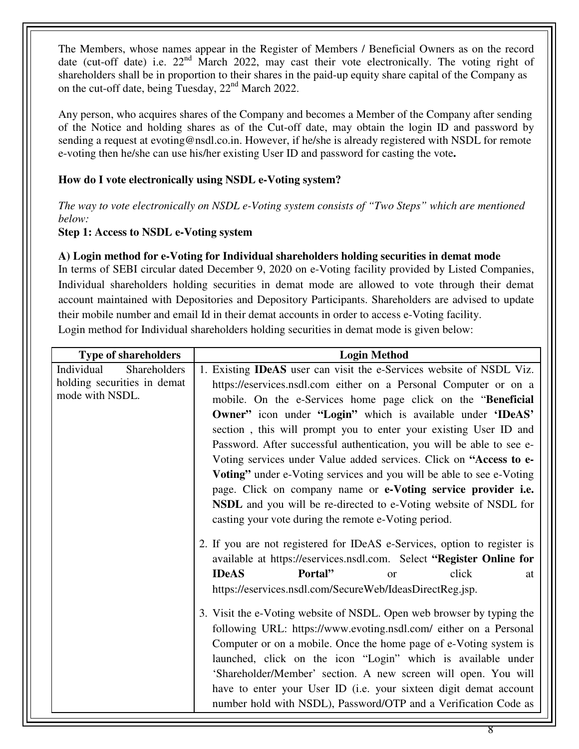The Members, whose names appear in the Register of Members / Beneficial Owners as on the record date (cut-off date) i.e. 22nd March 2022, may cast their vote electronically. The voting right of shareholders shall be in proportion to their shares in the paid-up equity share capital of the Company as on the cut-off date, being Tuesday, 22nd March 2022.

Any person, who acquires shares of the Company and becomes a Member of the Company after sending of the Notice and holding shares as of the Cut-off date, may obtain the login ID and password by sending a request at evoting@nsdl.co.in. However, if he/she is already registered with NSDL for remote e-voting then he/she can use his/her existing User ID and password for casting the vote**.**

**How do I vote electronically using NSDL e-Voting system?**

*The way to vote electronically on NSDL e-Voting system consists of "Two Steps" which are mentioned below:*

**Step 1: Access to NSDL e-Voting system**

**A) Login method for e-Voting for Individual shareholders holding securities in demat mode**

In terms of SEBI circular dated December 9, 2020 on e-Voting facility provided by Listed Companies, Individual shareholders holding securities in demat mode are allowed to vote through their demat account maintained with Depositories and Depository Participants. Shareholders are advised to update their mobile number and email Id in their demat accounts in order to access e-Voting facility.

Login method for Individual shareholders holding securities in demat mode is given below:

| Type of shareholders | Login Method |
|---|---|
| Individual Shareholders holding securities in demat mode with NSDL. | 1. Existing **IDeAS** user can visit the e-Services website of NSDL Viz. https://eservices.nsdl.com either on a Personal Computer or on a mobile. On the e-Services home page click on the "**Beneficial Owner"** icon under **"Login"** which is available under **'IDeAS'** section , this will prompt you to enter your existing User ID and Password. After successful authentication, you will be able to see e-Voting services under Value added services. Click on **"Access to e-Voting"** under e-Voting services and you will be able to see e-Voting page. Click on company name or **e-Voting service provider i.e. NSDL** and you will be re-directed to e-Voting website of NSDL for casting your vote during the remote e-Voting period.<br><br>2. If you are not registered for IDeAS e-Services, option to register is available at https://eservices.nsdl.com. Select **"Register Online for IDeAS Portal"** or click at https://eservices.nsdl.com/SecureWeb/IdeasDirectReg.jsp.<br><br>3. Visit the e-Voting website of NSDL. Open web browser by typing the following URL: https://www.evoting.nsdl.com/ either on a Personal Computer or on a mobile. Once the home page of e-Voting system is launched, click on the icon "Login" which is available under 'Shareholder/Member' section. A new screen will open. You will have to enter your User ID (i.e. your sixteen digit demat account number hold with NSDL), Password/OTP and a Verification Code as |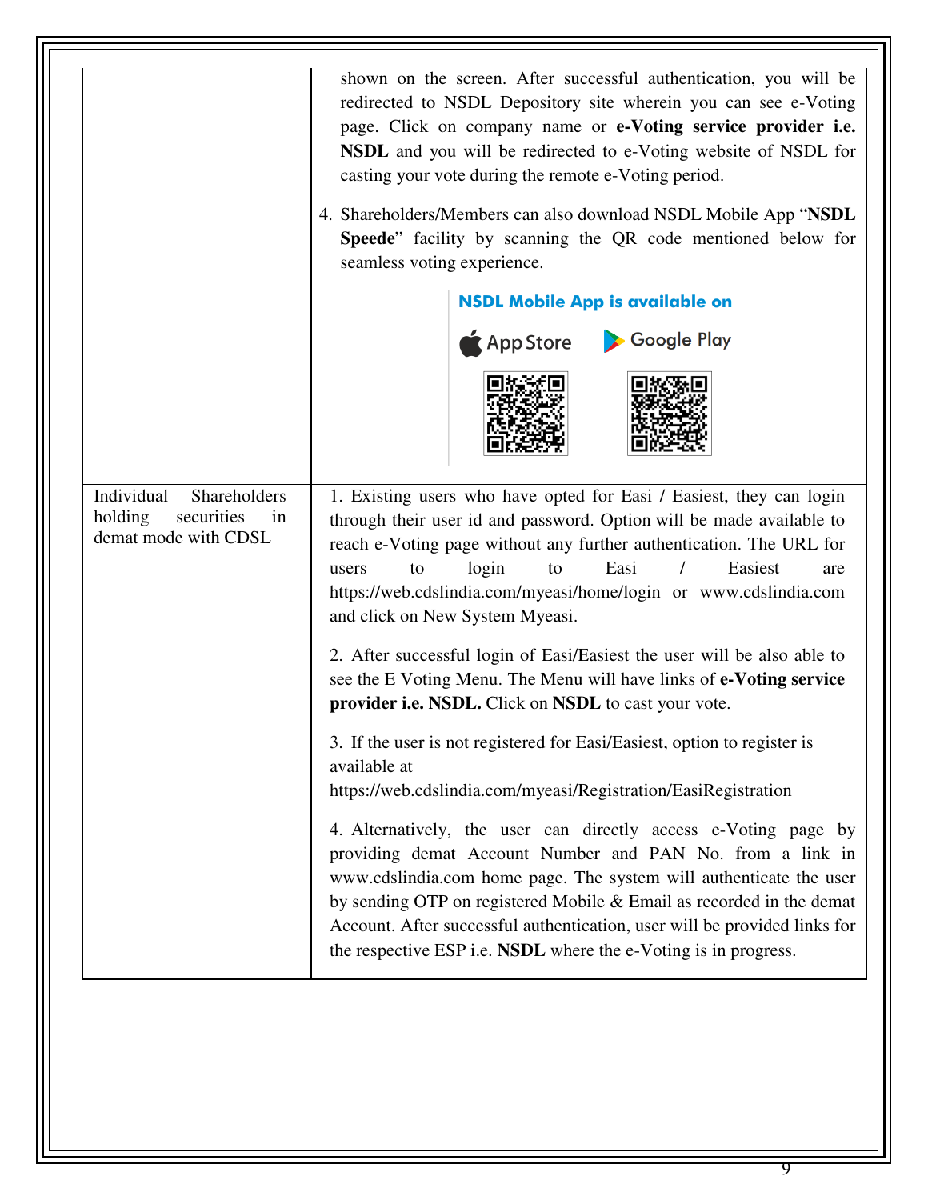| | |
|---|---|
| | shown on the screen. After successful authentication, you will be redirected to NSDL Depository site wherein you can see e-Voting page. Click on company name or **e-Voting service provider i.e. NSDL** and you will be redirected to e-Voting website of NSDL for casting your vote during the remote e-Voting period.<br><br>4. Shareholders/Members can also download NSDL Mobile App "**NSDL Speede**" facility by scanning the QR code mentioned below for seamless voting experience.<br><br>**NSDL Mobile App is available on**<br>App Store Google Play |
| Individual Shareholders holding securities in demat mode with CDSL | 1. Existing users who have opted for Easi / Easiest, they can login through their user id and password. Option will be made available to reach e-Voting page without any further authentication. The URL for users to login to Easi / Easiest are https://web.cdslindia.com/myeasi/home/login or www.cdslindia.com and click on New System Myeasi.<br><br>2. After successful login of Easi/Easiest the user will be also able to see the E Voting Menu. The Menu will have links of **e-Voting service provider i.e. NSDL.** Click on **NSDL** to cast your vote.<br><br>3. If the user is not registered for Easi/Easiest, option to register is available at https://web.cdslindia.com/myeasi/Registration/EasiRegistration<br><br>4. Alternatively, the user can directly access e-Voting page by providing demat Account Number and PAN No. from a link in www.cdslindia.com home page. The system will authenticate the user by sending OTP on registered Mobile & Email as recorded in the demat Account. After successful authentication, user will be provided links for the respective ESP i.e. **NSDL** where the e-Voting is in progress. |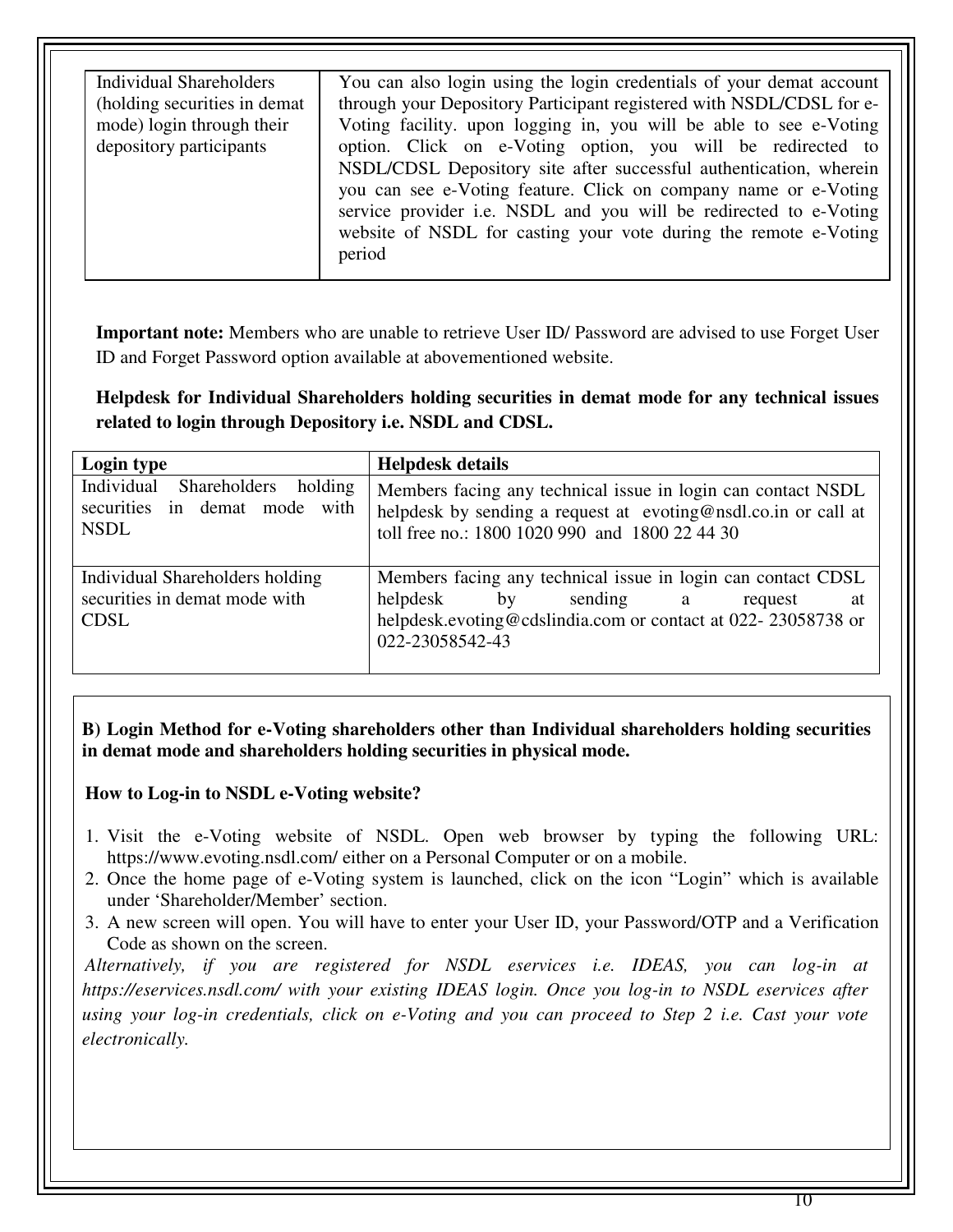| Individual Shareholders (holding securities in demat mode) login through their depository participants | You can also login using the login credentials of your demat account through your Depository Participant registered with NSDL/CDSL for e-Voting facility. upon logging in, you will be able to see e-Voting option. Click on e-Voting option, you will be redirected to NSDL/CDSL Depository site after successful authentication, wherein you can see e-Voting feature. Click on company name or e-Voting service provider i.e. NSDL and you will be redirected to e-Voting website of NSDL for casting your vote during the remote e-Voting period |
|---|---|

**Important note:** Members who are unable to retrieve User ID/ Password are advised to use Forget User ID and Forget Password option available at abovementioned website.

**Helpdesk for Individual Shareholders holding securities in demat mode for any technical issues related to login through Depository i.e. NSDL and CDSL.**

| Login type | Helpdesk details |
|---|---|
| Individual Shareholders holding securities in demat mode with NSDL | Members facing any technical issue in login can contact NSDL helpdesk by sending a request at evoting@nsdl.co.in or call at toll free no.: 1800 1020 990 and 1800 22 44 30 |
| Individual Shareholders holding securities in demat mode with CDSL | Members facing any technical issue in login can contact CDSL helpdesk by sending a request at helpdesk.evoting@cdslindia.com or contact at 022- 23058738 or 022-23058542-43 |

**B) Login Method for e-Voting shareholders other than Individual shareholders holding securities in demat mode and shareholders holding securities in physical mode.**

**How to Log-in to NSDL e-Voting website?**

1. Visit the e-Voting website of NSDL. Open web browser by typing the following URL: https://www.evoting.nsdl.com/ either on a Personal Computer or on a mobile.
2. Once the home page of e-Voting system is launched, click on the icon "Login" which is available under 'Shareholder/Member' section.
3. A new screen will open. You will have to enter your User ID, your Password/OTP and a Verification Code as shown on the screen.

*Alternatively, if you are registered for NSDL eservices i.e. IDEAS, you can log-in at https://eservices.nsdl.com/ with your existing IDEAS login. Once you log-in to NSDL eservices after using your log-in credentials, click on e-Voting and you can proceed to Step 2 i.e. Cast your vote electronically.*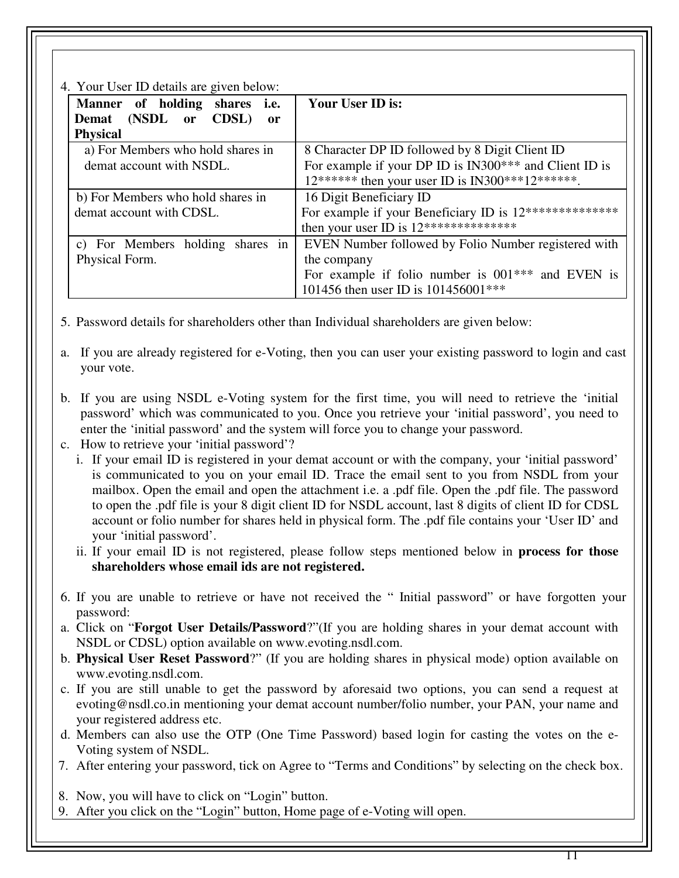4. Your User ID details are given below:

| Manner of holding shares i.e. Demat (NSDL or CDSL) or Physical | Your User ID is: |
|---|---|
| a) For Members who hold shares in demat account with NSDL. | 8 Character DP ID followed by 8 Digit Client ID For example if your DP ID is IN300*** and Client ID is 12****** then your user ID is IN300***12******. |
| b) For Members who hold shares in demat account with CDSL. | 16 Digit Beneficiary ID For example if your Beneficiary ID is 12************** then your user ID is 12************** |
| c) For Members holding shares in Physical Form. | EVEN Number followed by Folio Number registered with the company For example if folio number is 001*** and EVEN is 101456 then user ID is 101456001*** |

5. Password details for shareholders other than Individual shareholders are given below:

a. If you are already registered for e-Voting, then you can user your existing password to login and cast your vote.

b. If you are using NSDL e-Voting system for the first time, you will need to retrieve the 'initial password' which was communicated to you. Once you retrieve your 'initial password', you need to enter the 'initial password' and the system will force you to change your password.

c. How to retrieve your 'initial password'?
   i. If your email ID is registered in your demat account or with the company, your 'initial password' is communicated to you on your email ID. Trace the email sent to you from NSDL from your mailbox. Open the email and open the attachment i.e. a .pdf file. Open the .pdf file. The password to open the .pdf file is your 8 digit client ID for NSDL account, last 8 digits of client ID for CDSL account or folio number for shares held in physical form. The .pdf file contains your 'User ID' and your 'initial password'.
   ii. If your email ID is not registered, please follow steps mentioned below in **process for those shareholders whose email ids are not registered.**

6. If you are unable to retrieve or have not received the " Initial password" or have forgotten your password:
   a. Click on "**Forgot User Details/Password**?"(If you are holding shares in your demat account with NSDL or CDSL) option available on www.evoting.nsdl.com.
   b. **Physical User Reset Password**?" (If you are holding shares in physical mode) option available on www.evoting.nsdl.com.
   c. If you are still unable to get the password by aforesaid two options, you can send a request at evoting@nsdl.co.in mentioning your demat account number/folio number, your PAN, your name and your registered address etc.
   d. Members can also use the OTP (One Time Password) based login for casting the votes on the e-Voting system of NSDL.

7. After entering your password, tick on Agree to "Terms and Conditions" by selecting on the check box.

8. Now, you will have to click on "Login" button.

9. After you click on the "Login" button, Home page of e-Voting will open.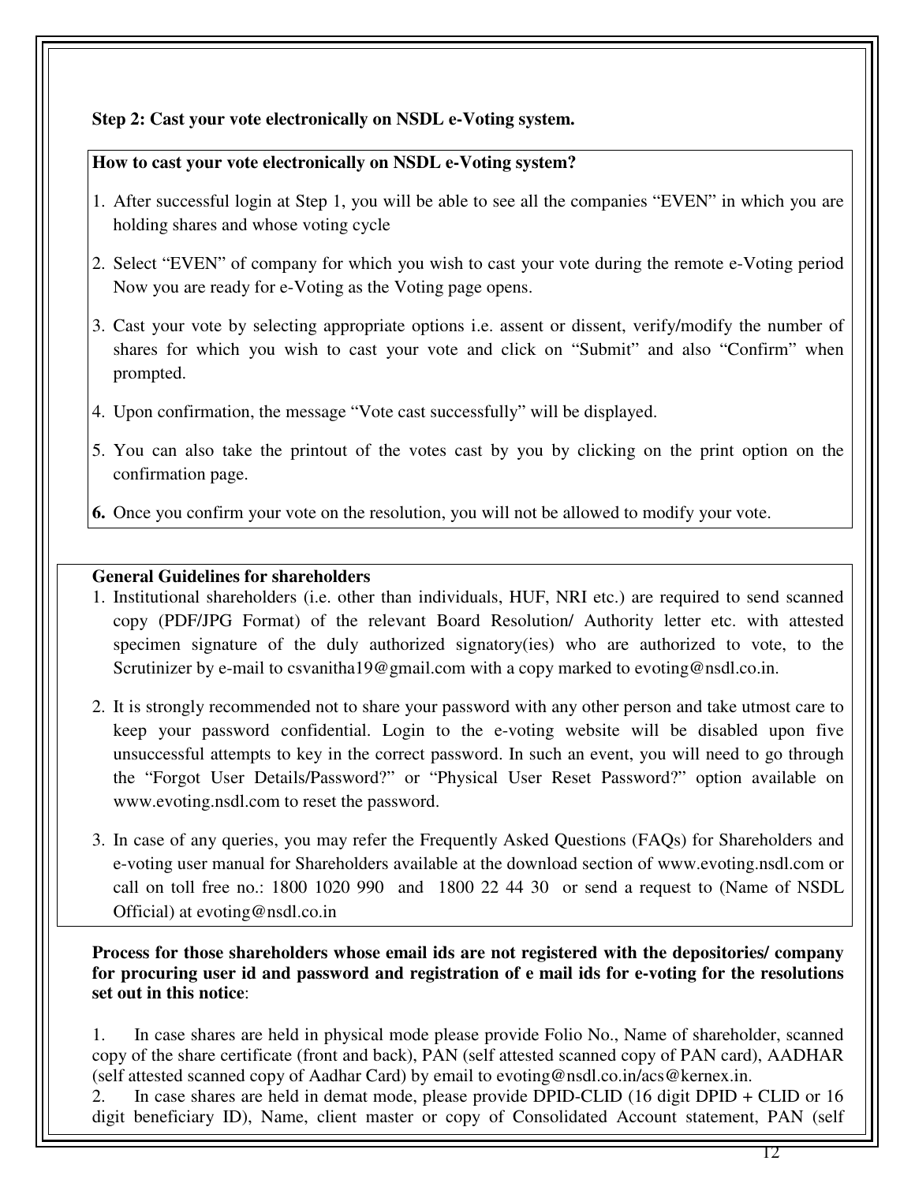**Step 2: Cast your vote electronically on NSDL e-Voting system.**

**How to cast your vote electronically on NSDL e-Voting system?**

1. After successful login at Step 1, you will be able to see all the companies "EVEN" in which you are holding shares and whose voting cycle
2. Select "EVEN" of company for which you wish to cast your vote during the remote e-Voting period Now you are ready for e-Voting as the Voting page opens.
3. Cast your vote by selecting appropriate options i.e. assent or dissent, verify/modify the number of shares for which you wish to cast your vote and click on "Submit" and also "Confirm" when prompted.
4. Upon confirmation, the message "Vote cast successfully" will be displayed.
5. You can also take the printout of the votes cast by you by clicking on the print option on the confirmation page.
6. Once you confirm your vote on the resolution, you will not be allowed to modify your vote.

**General Guidelines for shareholders**

1. Institutional shareholders (i.e. other than individuals, HUF, NRI etc.) are required to send scanned copy (PDF/JPG Format) of the relevant Board Resolution/ Authority letter etc. with attested specimen signature of the duly authorized signatory(ies) who are authorized to vote, to the Scrutinizer by e-mail to csvanitha19@gmail.com with a copy marked to evoting@nsdl.co.in.
2. It is strongly recommended not to share your password with any other person and take utmost care to keep your password confidential. Login to the e-voting website will be disabled upon five unsuccessful attempts to key in the correct password. In such an event, you will need to go through the "Forgot User Details/Password?" or "Physical User Reset Password?" option available on www.evoting.nsdl.com to reset the password.
3. In case of any queries, you may refer the Frequently Asked Questions (FAQs) for Shareholders and e-voting user manual for Shareholders available at the download section of www.evoting.nsdl.com or call on toll free no.: 1800 1020 990 and 1800 22 44 30 or send a request to (Name of NSDL Official) at evoting@nsdl.co.in

**Process for those shareholders whose email ids are not registered with the depositories/ company for procuring user id and password and registration of e mail ids for e-voting for the resolutions set out in this notice**:

1. In case shares are held in physical mode please provide Folio No., Name of shareholder, scanned copy of the share certificate (front and back), PAN (self attested scanned copy of PAN card), AADHAR (self attested scanned copy of Aadhar Card) by email to evoting@nsdl.co.in/acs@kernex.in.
2. In case shares are held in demat mode, please provide DPID-CLID (16 digit DPID + CLID or 16 digit beneficiary ID), Name, client master or copy of Consolidated Account statement, PAN (self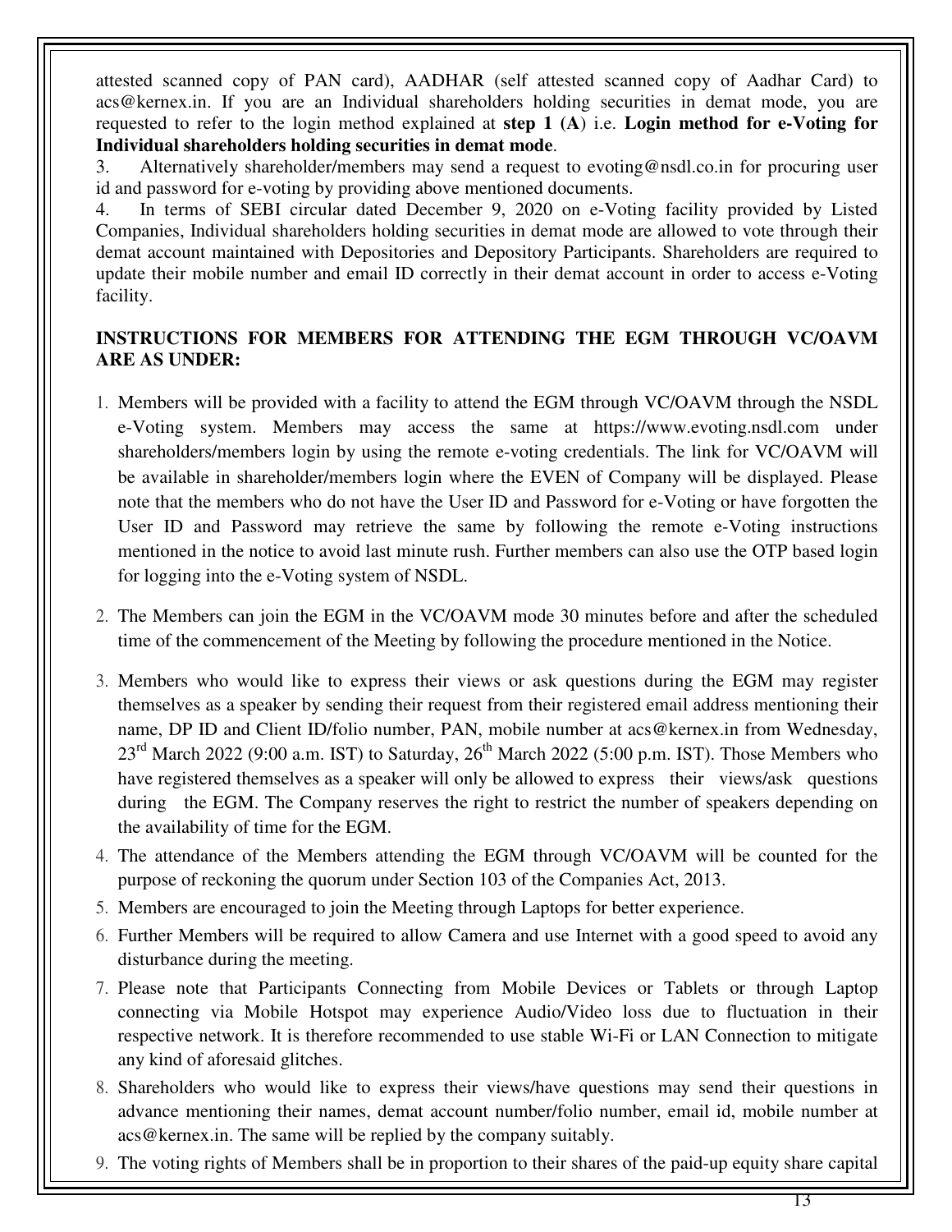attested scanned copy of PAN card), AADHAR (self attested scanned copy of Aadhar Card) to acs@kernex.in. If you are an Individual shareholders holding securities in demat mode, you are requested to refer to the login method explained at **step 1 (A)** i.e. **Login method for e-Voting for Individual shareholders holding securities in demat mode**.

3. Alternatively shareholder/members may send a request to evoting@nsdl.co.in for procuring user id and password for e-voting by providing above mentioned documents.

4. In terms of SEBI circular dated December 9, 2020 on e-Voting facility provided by Listed Companies, Individual shareholders holding securities in demat mode are allowed to vote through their demat account maintained with Depositories and Depository Participants. Shareholders are required to update their mobile number and email ID correctly in their demat account in order to access e-Voting facility.

**INSTRUCTIONS FOR MEMBERS FOR ATTENDING THE EGM THROUGH VC/OAVM ARE AS UNDER:**

1. Members will be provided with a facility to attend the EGM through VC/OAVM through the NSDL e-Voting system. Members may access the same at https://www.evoting.nsdl.com under shareholders/members login by using the remote e-voting credentials. The link for VC/OAVM will be available in shareholder/members login where the EVEN of Company will be displayed. Please note that the members who do not have the User ID and Password for e-Voting or have forgotten the User ID and Password may retrieve the same by following the remote e-Voting instructions mentioned in the notice to avoid last minute rush. Further members can also use the OTP based login for logging into the e-Voting system of NSDL.
2. The Members can join the EGM in the VC/OAVM mode 30 minutes before and after the scheduled time of the commencement of the Meeting by following the procedure mentioned in the Notice.
3. Members who would like to express their views or ask questions during the EGM may register themselves as a speaker by sending their request from their registered email address mentioning their name, DP ID and Client ID/folio number, PAN, mobile number at acs@kernex.in from Wednesday, 23rd March 2022 (9:00 a.m. IST) to Saturday, 26th March 2022 (5:00 p.m. IST). Those Members who have registered themselves as a speaker will only be allowed to express their views/ask questions during the EGM. The Company reserves the right to restrict the number of speakers depending on the availability of time for the EGM.
4. The attendance of the Members attending the EGM through VC/OAVM will be counted for the purpose of reckoning the quorum under Section 103 of the Companies Act, 2013.
5. Members are encouraged to join the Meeting through Laptops for better experience.
6. Further Members will be required to allow Camera and use Internet with a good speed to avoid any disturbance during the meeting.
7. Please note that Participants Connecting from Mobile Devices or Tablets or through Laptop connecting via Mobile Hotspot may experience Audio/Video loss due to fluctuation in their respective network. It is therefore recommended to use stable Wi-Fi or LAN Connection to mitigate any kind of aforesaid glitches.
8. Shareholders who would like to express their views/have questions may send their questions in advance mentioning their names, demat account number/folio number, email id, mobile number at acs@kernex.in. The same will be replied by the company suitably.
9. The voting rights of Members shall be in proportion to their shares of the paid-up equity share capital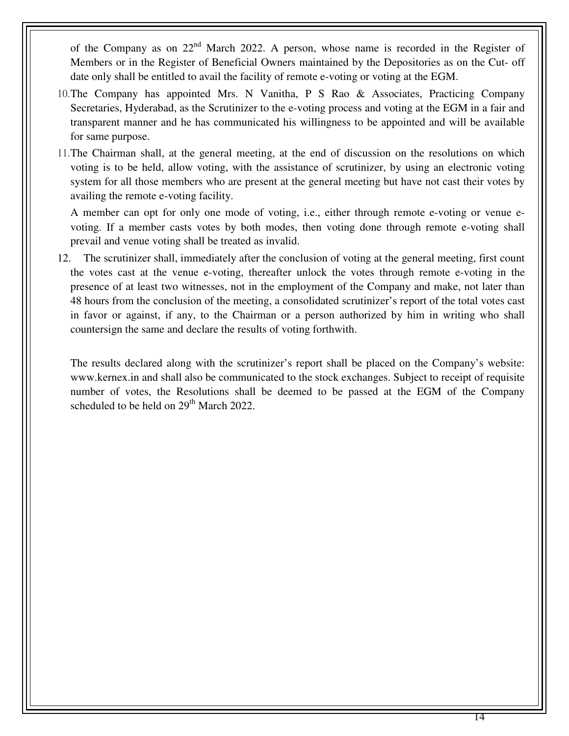of the Company as on 22nd March 2022. A person, whose name is recorded in the Register of Members or in the Register of Beneficial Owners maintained by the Depositories as on the Cut- off date only shall be entitled to avail the facility of remote e-voting or voting at the EGM.

10. The Company has appointed Mrs. N Vanitha, P S Rao & Associates, Practicing Company Secretaries, Hyderabad, as the Scrutinizer to the e-voting process and voting at the EGM in a fair and transparent manner and he has communicated his willingness to be appointed and will be available for same purpose.

11. The Chairman shall, at the general meeting, at the end of discussion on the resolutions on which voting is to be held, allow voting, with the assistance of scrutinizer, by using an electronic voting system for all those members who are present at the general meeting but have not cast their votes by availing the remote e-voting facility.

    A member can opt for only one mode of voting, i.e., either through remote e-voting or venue e-voting. If a member casts votes by both modes, then voting done through remote e-voting shall prevail and venue voting shall be treated as invalid.

12. The scrutinizer shall, immediately after the conclusion of voting at the general meeting, first count the votes cast at the venue e-voting, thereafter unlock the votes through remote e-voting in the presence of at least two witnesses, not in the employment of the Company and make, not later than 48 hours from the conclusion of the meeting, a consolidated scrutinizer's report of the total votes cast in favor or against, if any, to the Chairman or a person authorized by him in writing who shall countersign the same and declare the results of voting forthwith.

    The results declared along with the scrutinizer's report shall be placed on the Company's website: www.kernex.in and shall also be communicated to the stock exchanges. Subject to receipt of requisite number of votes, the Resolutions shall be deemed to be passed at the EGM of the Company scheduled to be held on 29th March 2022.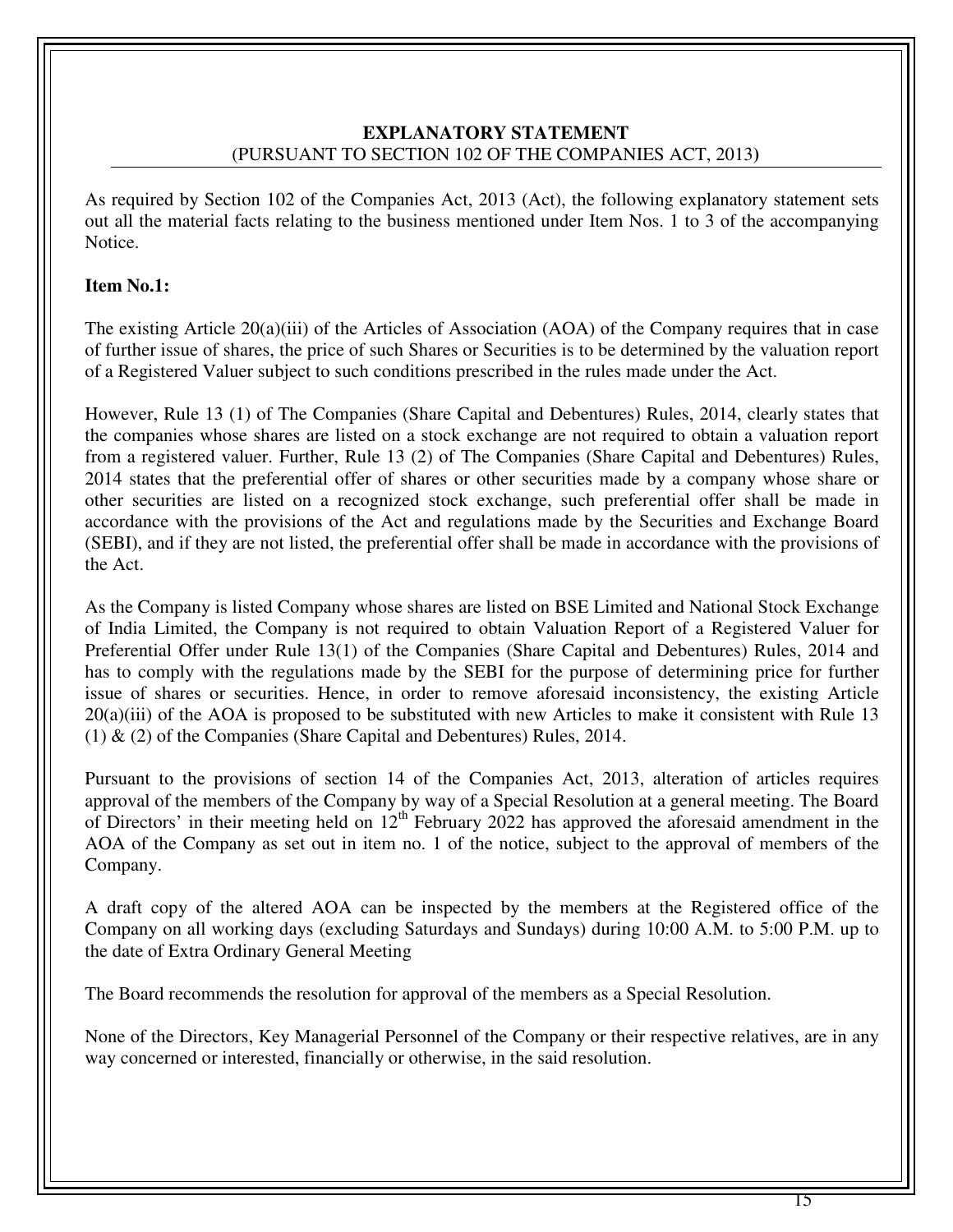## EXPLANATORY STATEMENT
(PURSUANT TO SECTION 102 OF THE COMPANIES ACT, 2013)

As required by Section 102 of the Companies Act, 2013 (Act), the following explanatory statement sets out all the material facts relating to the business mentioned under Item Nos. 1 to 3 of the accompanying Notice.

**Item No.1:**

The existing Article 20(a)(iii) of the Articles of Association (AOA) of the Company requires that in case of further issue of shares, the price of such Shares or Securities is to be determined by the valuation report of a Registered Valuer subject to such conditions prescribed in the rules made under the Act.

However, Rule 13 (1) of The Companies (Share Capital and Debentures) Rules, 2014, clearly states that the companies whose shares are listed on a stock exchange are not required to obtain a valuation report from a registered valuer. Further, Rule 13 (2) of The Companies (Share Capital and Debentures) Rules, 2014 states that the preferential offer of shares or other securities made by a company whose share or other securities are listed on a recognized stock exchange, such preferential offer shall be made in accordance with the provisions of the Act and regulations made by the Securities and Exchange Board (SEBI), and if they are not listed, the preferential offer shall be made in accordance with the provisions of the Act.

As the Company is listed Company whose shares are listed on BSE Limited and National Stock Exchange of India Limited, the Company is not required to obtain Valuation Report of a Registered Valuer for Preferential Offer under Rule 13(1) of the Companies (Share Capital and Debentures) Rules, 2014 and has to comply with the regulations made by the SEBI for the purpose of determining price for further issue of shares or securities. Hence, in order to remove aforesaid inconsistency, the existing Article 20(a)(iii) of the AOA is proposed to be substituted with new Articles to make it consistent with Rule 13 (1) & (2) of the Companies (Share Capital and Debentures) Rules, 2014.

Pursuant to the provisions of section 14 of the Companies Act, 2013, alteration of articles requires approval of the members of the Company by way of a Special Resolution at a general meeting. The Board of Directors' in their meeting held on 12th February 2022 has approved the aforesaid amendment in the AOA of the Company as set out in item no. 1 of the notice, subject to the approval of members of the Company.

A draft copy of the altered AOA can be inspected by the members at the Registered office of the Company on all working days (excluding Saturdays and Sundays) during 10:00 A.M. to 5:00 P.M. up to the date of Extra Ordinary General Meeting

The Board recommends the resolution for approval of the members as a Special Resolution.

None of the Directors, Key Managerial Personnel of the Company or their respective relatives, are in any way concerned or interested, financially or otherwise, in the said resolution.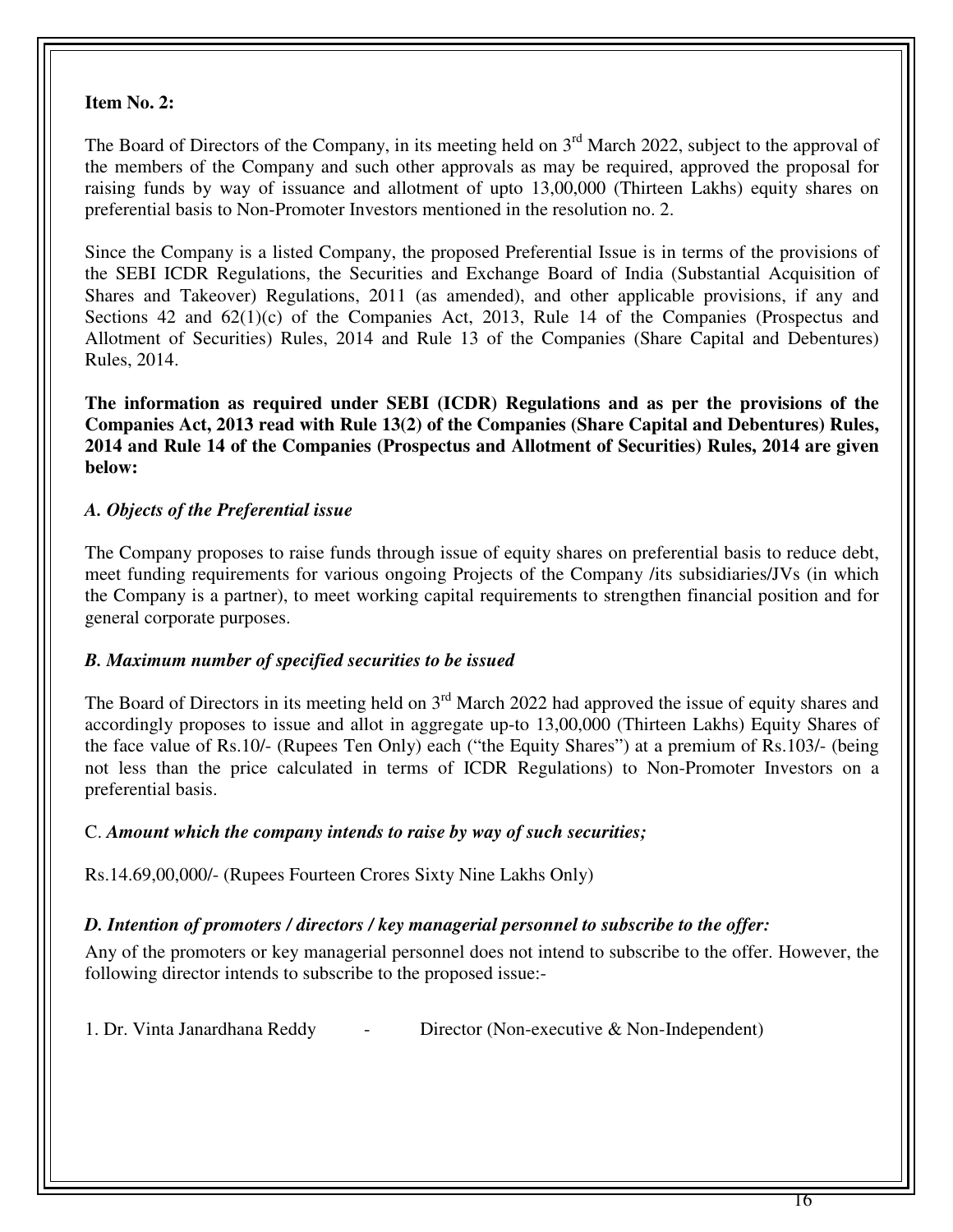**Item No. 2:**

The Board of Directors of the Company, in its meeting held on 3rd March 2022, subject to the approval of the members of the Company and such other approvals as may be required, approved the proposal for raising funds by way of issuance and allotment of upto 13,00,000 (Thirteen Lakhs) equity shares on preferential basis to Non-Promoter Investors mentioned in the resolution no. 2.

Since the Company is a listed Company, the proposed Preferential Issue is in terms of the provisions of the SEBI ICDR Regulations, the Securities and Exchange Board of India (Substantial Acquisition of Shares and Takeover) Regulations, 2011 (as amended), and other applicable provisions, if any and Sections 42 and 62(1)(c) of the Companies Act, 2013, Rule 14 of the Companies (Prospectus and Allotment of Securities) Rules, 2014 and Rule 13 of the Companies (Share Capital and Debentures) Rules, 2014.

**The information as required under SEBI (ICDR) Regulations and as per the provisions of the Companies Act, 2013 read with Rule 13(2) of the Companies (Share Capital and Debentures) Rules, 2014 and Rule 14 of the Companies (Prospectus and Allotment of Securities) Rules, 2014 are given below:**

***A. Objects of the Preferential issue***

The Company proposes to raise funds through issue of equity shares on preferential basis to reduce debt, meet funding requirements for various ongoing Projects of the Company /its subsidiaries/JVs (in which the Company is a partner), to meet working capital requirements to strengthen financial position and for general corporate purposes.

***B. Maximum number of specified securities to be issued***

The Board of Directors in its meeting held on 3rd March 2022 had approved the issue of equity shares and accordingly proposes to issue and allot in aggregate up-to 13,00,000 (Thirteen Lakhs) Equity Shares of the face value of Rs.10/- (Rupees Ten Only) each ("the Equity Shares") at a premium of Rs.103/- (being not less than the price calculated in terms of ICDR Regulations) to Non-Promoter Investors on a preferential basis.

C. ***Amount which the company intends to raise by way of such securities;***

Rs.14.69,00,000/- (Rupees Fourteen Crores Sixty Nine Lakhs Only)

***D. Intention of promoters / directors / key managerial personnel to subscribe to the offer:***

Any of the promoters or key managerial personnel does not intend to subscribe to the offer. However, the following director intends to subscribe to the proposed issue:-

1. Dr. Vinta Janardhana Reddy - Director (Non-executive & Non-Independent)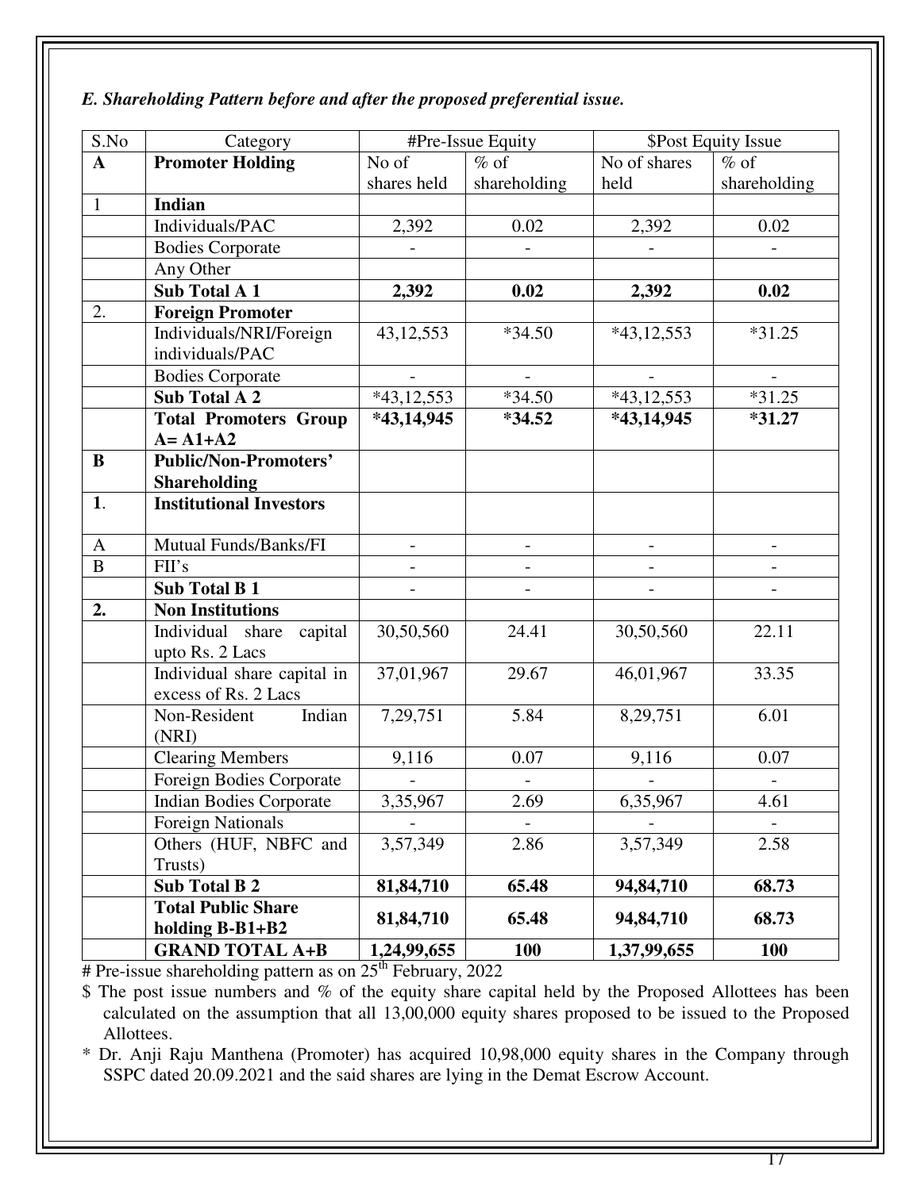*E. Shareholding Pattern before and after the proposed preferential issue.*

| S.No | Category | #Pre-Issue Equity | | $Post Equity Issue | |
|---|---|---|---|---|---|
| **A** | **Promoter Holding** | No of shares held | % of shareholding | No of shares held | % of shareholding |
| 1 | **Indian** | | | | |
| | Individuals/PAC | 2,392 | 0.02 | 2,392 | 0.02 |
| | Bodies Corporate | - | - | - | - |
| | Any Other | | | | |
| | **Sub Total A 1** | **2,392** | **0.02** | **2,392** | **0.02** |
| 2. | **Foreign Promoter** | | | | |
| | Individuals/NRI/Foreign individuals/PAC | 43,12,553 | *34.50 | *43,12,553 | *31.25 |
| | Bodies Corporate | - | - | - | - |
| | **Sub Total A 2** | *43,12,553 | *34.50 | *43,12,553 | *31.25 |
| | **Total Promoters Group A= A1+A2** | **\*43,14,945** | **\*34.52** | **\*43,14,945** | **\*31.27** |
| **B** | **Public/Non-Promoters' Shareholding** | | | | |
| **1**. | **Institutional Investors** | | | | |
| A | Mutual Funds/Banks/FI | - | - | - | - |
| B | FII's | - | - | - | - |
| | **Sub Total B 1** | - | - | - | - |
| **2.** | **Non Institutions** | | | | |
| | Individual share capital upto Rs. 2 Lacs | 30,50,560 | 24.41 | 30,50,560 | 22.11 |
| | Individual share capital in excess of Rs. 2 Lacs | 37,01,967 | 29.67 | 46,01,967 | 33.35 |
| | Non-Resident Indian (NRI) | 7,29,751 | 5.84 | 8,29,751 | 6.01 |
| | Clearing Members | 9,116 | 0.07 | 9,116 | 0.07 |
| | Foreign Bodies Corporate | - | - | - | - |
| | Indian Bodies Corporate | 3,35,967 | 2.69 | 6,35,967 | 4.61 |
| | Foreign Nationals | - | - | - | - |
| | Others (HUF, NBFC and Trusts) | 3,57,349 | 2.86 | 3,57,349 | 2.58 |
| | **Sub Total B 2** | **81,84,710** | **65.48** | **94,84,710** | **68.73** |
| | **Total Public Share holding B-B1+B2** | **81,84,710** | **65.48** | **94,84,710** | **68.73** |
| | **GRAND TOTAL A+B** | **1,24,99,655** | **100** | **1,37,99,655** | **100** |

# Pre-issue shareholding pattern as on 25th February, 2022

$ The post issue numbers and % of the equity share capital held by the Proposed Allottees has been calculated on the assumption that all 13,00,000 equity shares proposed to be issued to the Proposed Allottees.

\* Dr. Anji Raju Manthena (Promoter) has acquired 10,98,000 equity shares in the Company through SSPC dated 20.09.2021 and the said shares are lying in the Demat Escrow Account.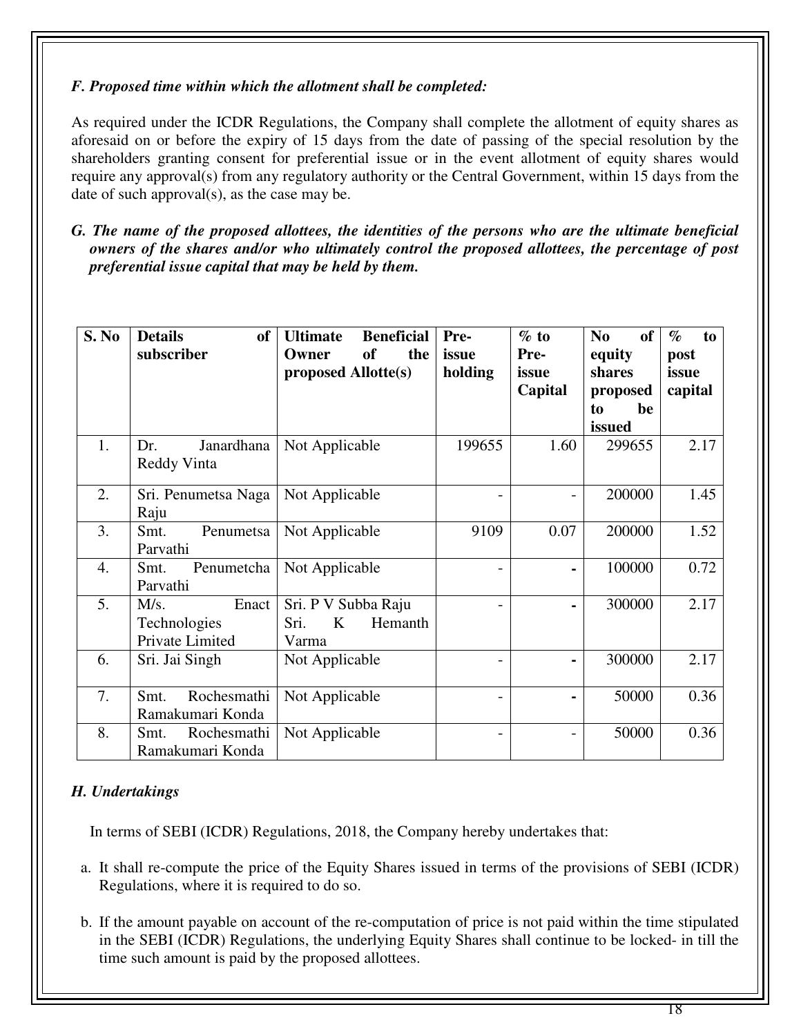*F. Proposed time within which the allotment shall be completed:*

As required under the ICDR Regulations, the Company shall complete the allotment of equity shares as aforesaid on or before the expiry of 15 days from the date of passing of the special resolution by the shareholders granting consent for preferential issue or in the event allotment of equity shares would require any approval(s) from any regulatory authority or the Central Government, within 15 days from the date of such approval(s), as the case may be.

***G. The name of the proposed allottees, the identities of the persons who are the ultimate beneficial owners of the shares and/or who ultimately control the proposed allottees, the percentage of post preferential issue capital that may be held by them.***

| S. No | Details of subscriber | Ultimate Beneficial Owner of the proposed Allotte(s) | Pre-issue holding | % to Pre-issue Capital | No of equity shares proposed to be issued | % to post issue capital |
|---|---|---|---|---|---|---|
| 1. | Dr. Janardhana Reddy Vinta | Not Applicable | 199655 | 1.60 | 299655 | 2.17 |
| 2. | Sri. Penumetsa Naga Raju | Not Applicable | - | - | 200000 | 1.45 |
| 3. | Smt. Penumetsa Parvathi | Not Applicable | 9109 | 0.07 | 200000 | 1.52 |
| 4. | Smt. Penumetcha Parvathi | Not Applicable | - | - | 100000 | 0.72 |
| 5. | M/s. Enact Technologies Private Limited | Sri. P V Subba Raju<br>Sri. K Hemanth Varma | - | - | 300000 | 2.17 |
| 6. | Sri. Jai Singh | Not Applicable | - | - | 300000 | 2.17 |
| 7. | Smt. Rochesmathi Ramakumari Konda | Not Applicable | - | - | 50000 | 0.36 |
| 8. | Smt. Rochesmathi Ramakumari Konda | Not Applicable | - | - | 50000 | 0.36 |

*H. Undertakings*

In terms of SEBI (ICDR) Regulations, 2018, the Company hereby undertakes that:

a. It shall re-compute the price of the Equity Shares issued in terms of the provisions of SEBI (ICDR) Regulations, where it is required to do so.

b. If the amount payable on account of the re-computation of price is not paid within the time stipulated in the SEBI (ICDR) Regulations, the underlying Equity Shares shall continue to be locked- in till the time such amount is paid by the proposed allottees.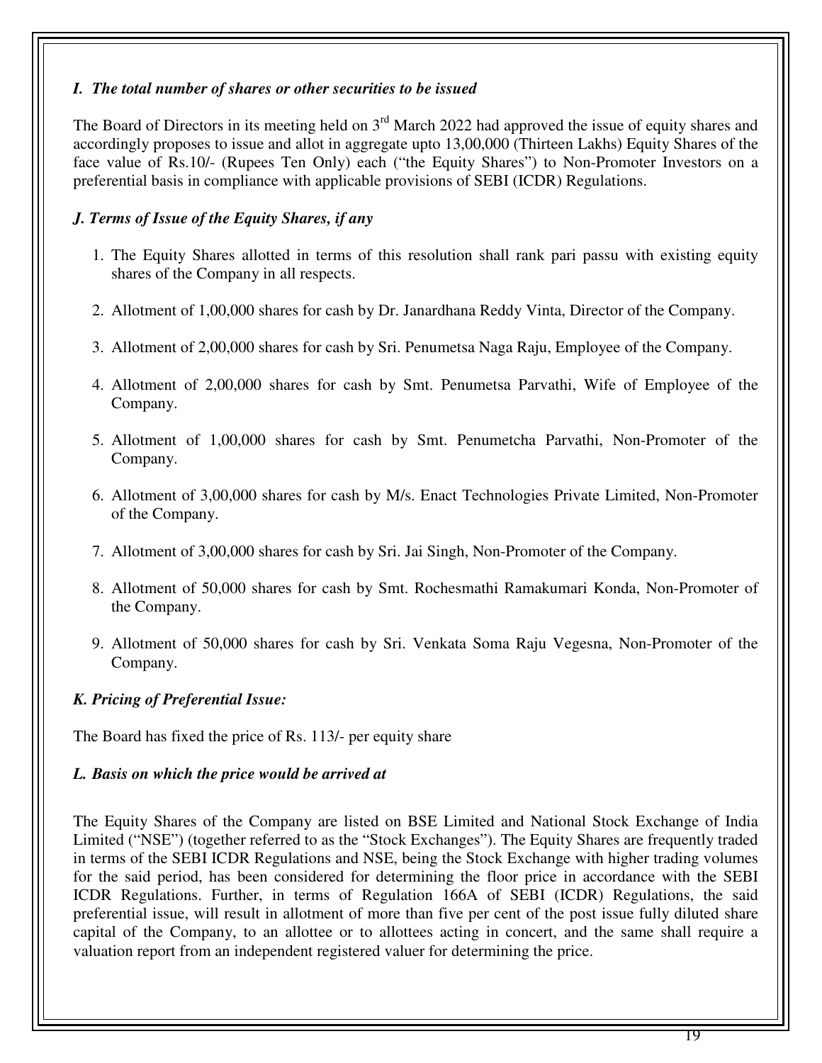### *I. The total number of shares or other securities to be issued*

The Board of Directors in its meeting held on 3rd March 2022 had approved the issue of equity shares and accordingly proposes to issue and allot in aggregate upto 13,00,000 (Thirteen Lakhs) Equity Shares of the face value of Rs.10/- (Rupees Ten Only) each ("the Equity Shares") to Non-Promoter Investors on a preferential basis in compliance with applicable provisions of SEBI (ICDR) Regulations.

### *J. Terms of Issue of the Equity Shares, if any*

1. The Equity Shares allotted in terms of this resolution shall rank pari passu with existing equity shares of the Company in all respects.
2. Allotment of 1,00,000 shares for cash by Dr. Janardhana Reddy Vinta, Director of the Company.
3. Allotment of 2,00,000 shares for cash by Sri. Penumetsa Naga Raju, Employee of the Company.
4. Allotment of 2,00,000 shares for cash by Smt. Penumetsa Parvathi, Wife of Employee of the Company.
5. Allotment of 1,00,000 shares for cash by Smt. Penumetcha Parvathi, Non-Promoter of the Company.
6. Allotment of 3,00,000 shares for cash by M/s. Enact Technologies Private Limited, Non-Promoter of the Company.
7. Allotment of 3,00,000 shares for cash by Sri. Jai Singh, Non-Promoter of the Company.
8. Allotment of 50,000 shares for cash by Smt. Rochesmathi Ramakumari Konda, Non-Promoter of the Company.
9. Allotment of 50,000 shares for cash by Sri. Venkata Soma Raju Vegesna, Non-Promoter of the Company.

### *K. Pricing of Preferential Issue:*

The Board has fixed the price of Rs. 113/- per equity share

### *L. Basis on which the price would be arrived at*

The Equity Shares of the Company are listed on BSE Limited and National Stock Exchange of India Limited ("NSE") (together referred to as the "Stock Exchanges"). The Equity Shares are frequently traded in terms of the SEBI ICDR Regulations and NSE, being the Stock Exchange with higher trading volumes for the said period, has been considered for determining the floor price in accordance with the SEBI ICDR Regulations. Further, in terms of Regulation 166A of SEBI (ICDR) Regulations, the said preferential issue, will result in allotment of more than five per cent of the post issue fully diluted share capital of the Company, to an allottee or to allottees acting in concert, and the same shall require a valuation report from an independent registered valuer for determining the price.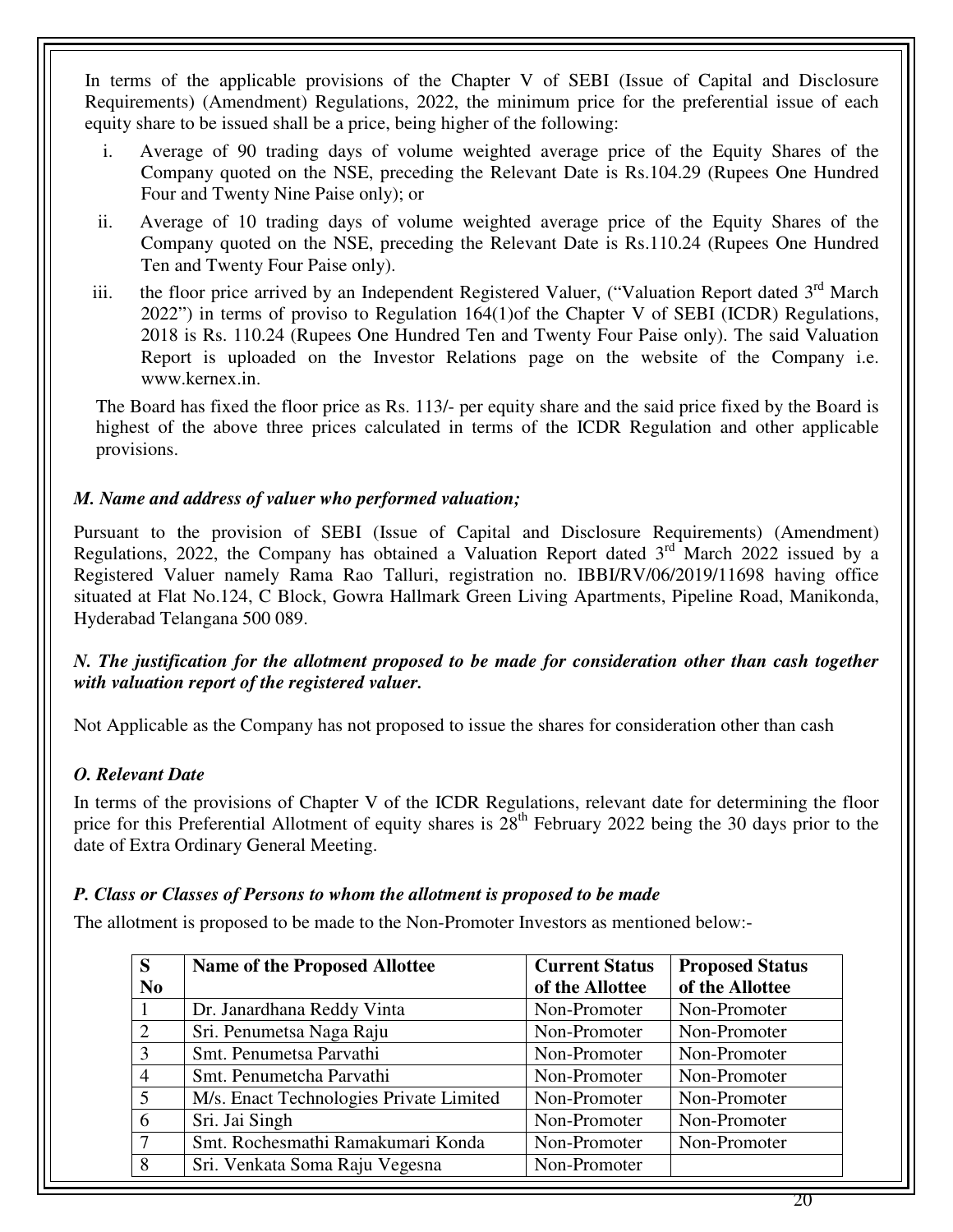In terms of the applicable provisions of the Chapter V of SEBI (Issue of Capital and Disclosure Requirements) (Amendment) Regulations, 2022, the minimum price for the preferential issue of each equity share to be issued shall be a price, being higher of the following:

i. Average of 90 trading days of volume weighted average price of the Equity Shares of the Company quoted on the NSE, preceding the Relevant Date is Rs.104.29 (Rupees One Hundred Four and Twenty Nine Paise only); or

ii. Average of 10 trading days of volume weighted average price of the Equity Shares of the Company quoted on the NSE, preceding the Relevant Date is Rs.110.24 (Rupees One Hundred Ten and Twenty Four Paise only).

iii. the floor price arrived by an Independent Registered Valuer, ("Valuation Report dated 3rd March 2022") in terms of proviso to Regulation 164(1)of the Chapter V of SEBI (ICDR) Regulations, 2018 is Rs. 110.24 (Rupees One Hundred Ten and Twenty Four Paise only). The said Valuation Report is uploaded on the Investor Relations page on the website of the Company i.e. www.kernex.in.

The Board has fixed the floor price as Rs. 113/- per equity share and the said price fixed by the Board is highest of the above three prices calculated in terms of the ICDR Regulation and other applicable provisions.

### *M. Name and address of valuer who performed valuation;*

Pursuant to the provision of SEBI (Issue of Capital and Disclosure Requirements) (Amendment) Regulations, 2022, the Company has obtained a Valuation Report dated 3rd March 2022 issued by a Registered Valuer namely Rama Rao Talluri, registration no. IBBI/RV/06/2019/11698 having office situated at Flat No.124, C Block, Gowra Hallmark Green Living Apartments, Pipeline Road, Manikonda, Hyderabad Telangana 500 089.

### *N. The justification for the allotment proposed to be made for consideration other than cash together with valuation report of the registered valuer.*

Not Applicable as the Company has not proposed to issue the shares for consideration other than cash

### *O. Relevant Date*

In terms of the provisions of Chapter V of the ICDR Regulations, relevant date for determining the floor price for this Preferential Allotment of equity shares is 28th February 2022 being the 30 days prior to the date of Extra Ordinary General Meeting.

### *P. Class or Classes of Persons to whom the allotment is proposed to be made*

The allotment is proposed to be made to the Non-Promoter Investors as mentioned below:-

| S No | Name of the Proposed Allottee | Current Status of the Allottee | Proposed Status of the Allottee |
|---|---|---|---|
| 1 | Dr. Janardhana Reddy Vinta | Non-Promoter | Non-Promoter |
| 2 | Sri. Penumetsa Naga Raju | Non-Promoter | Non-Promoter |
| 3 | Smt. Penumetsa Parvathi | Non-Promoter | Non-Promoter |
| 4 | Smt. Penumetcha Parvathi | Non-Promoter | Non-Promoter |
| 5 | M/s. Enact Technologies Private Limited | Non-Promoter | Non-Promoter |
| 6 | Sri. Jai Singh | Non-Promoter | Non-Promoter |
| 7 | Smt. Rochesmathi Ramakumari Konda | Non-Promoter | Non-Promoter |
| 8 | Sri. Venkata Soma Raju Vegesna | Non-Promoter | |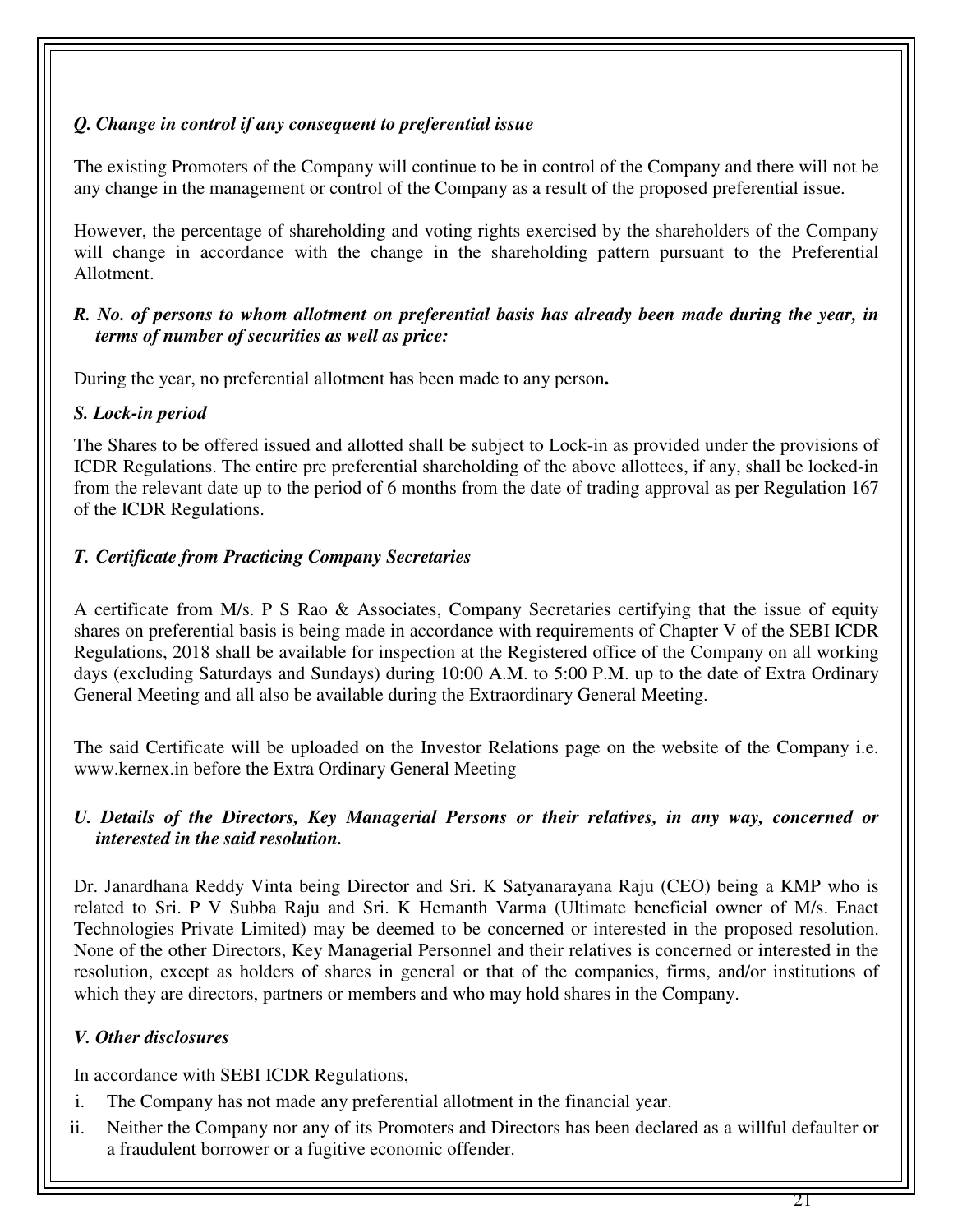***Q. Change in control if any consequent to preferential issue***

The existing Promoters of the Company will continue to be in control of the Company and there will not be any change in the management or control of the Company as a result of the proposed preferential issue.

However, the percentage of shareholding and voting rights exercised by the shareholders of the Company will change in accordance with the change in the shareholding pattern pursuant to the Preferential Allotment.

***R. No. of persons to whom allotment on preferential basis has already been made during the year, in terms of number of securities as well as price:***

During the year, no preferential allotment has been made to any person**.**

***S. Lock-in period***

The Shares to be offered issued and allotted shall be subject to Lock-in as provided under the provisions of ICDR Regulations. The entire pre preferential shareholding of the above allottees, if any, shall be locked-in from the relevant date up to the period of 6 months from the date of trading approval as per Regulation 167 of the ICDR Regulations.

***T. Certificate from Practicing Company Secretaries***

A certificate from M/s. P S Rao & Associates, Company Secretaries certifying that the issue of equity shares on preferential basis is being made in accordance with requirements of Chapter V of the SEBI ICDR Regulations, 2018 shall be available for inspection at the Registered office of the Company on all working days (excluding Saturdays and Sundays) during 10:00 A.M. to 5:00 P.M. up to the date of Extra Ordinary General Meeting and all also be available during the Extraordinary General Meeting.

The said Certificate will be uploaded on the Investor Relations page on the website of the Company i.e. www.kernex.in before the Extra Ordinary General Meeting

***U. Details of the Directors, Key Managerial Persons or their relatives, in any way, concerned or interested in the said resolution.***

Dr. Janardhana Reddy Vinta being Director and Sri. K Satyanarayana Raju (CEO) being a KMP who is related to Sri. P V Subba Raju and Sri. K Hemanth Varma (Ultimate beneficial owner of M/s. Enact Technologies Private Limited) may be deemed to be concerned or interested in the proposed resolution. None of the other Directors, Key Managerial Personnel and their relatives is concerned or interested in the resolution, except as holders of shares in general or that of the companies, firms, and/or institutions of which they are directors, partners or members and who may hold shares in the Company.

***V. Other disclosures***

In accordance with SEBI ICDR Regulations,

i. The Company has not made any preferential allotment in the financial year.
ii. Neither the Company nor any of its Promoters and Directors has been declared as a willful defaulter or a fraudulent borrower or a fugitive economic offender.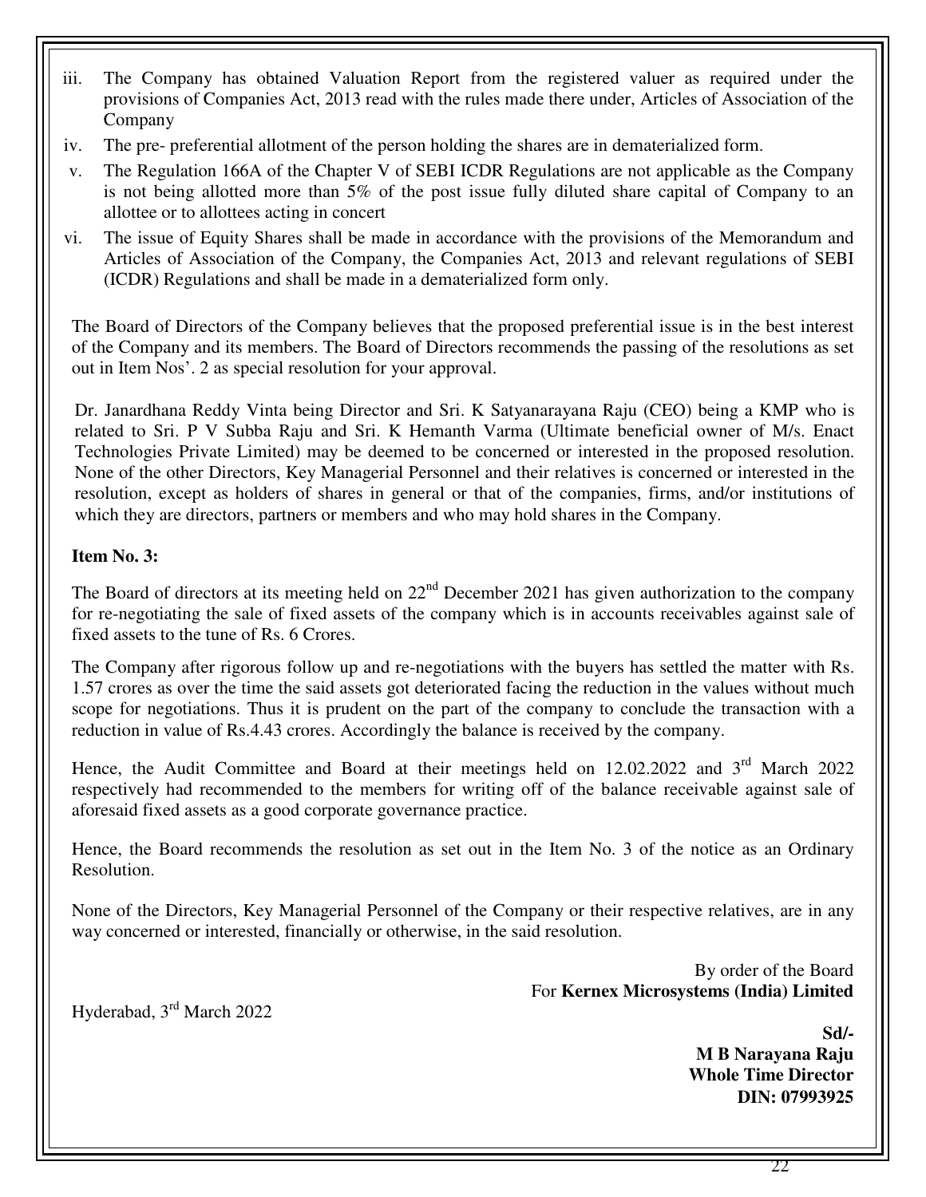iii. The Company has obtained Valuation Report from the registered valuer as required under the provisions of Companies Act, 2013 read with the rules made there under, Articles of Association of the Company

iv. The pre- preferential allotment of the person holding the shares are in dematerialized form.

v. The Regulation 166A of the Chapter V of SEBI ICDR Regulations are not applicable as the Company is not being allotted more than 5% of the post issue fully diluted share capital of Company to an allottee or to allottees acting in concert

vi. The issue of Equity Shares shall be made in accordance with the provisions of the Memorandum and Articles of Association of the Company, the Companies Act, 2013 and relevant regulations of SEBI (ICDR) Regulations and shall be made in a dematerialized form only.

The Board of Directors of the Company believes that the proposed preferential issue is in the best interest of the Company and its members. The Board of Directors recommends the passing of the resolutions as set out in Item Nos'. 2 as special resolution for your approval.

Dr. Janardhana Reddy Vinta being Director and Sri. K Satyanarayana Raju (CEO) being a KMP who is related to Sri. P V Subba Raju and Sri. K Hemanth Varma (Ultimate beneficial owner of M/s. Enact Technologies Private Limited) may be deemed to be concerned or interested in the proposed resolution. None of the other Directors, Key Managerial Personnel and their relatives is concerned or interested in the resolution, except as holders of shares in general or that of the companies, firms, and/or institutions of which they are directors, partners or members and who may hold shares in the Company.

**Item No. 3:**

The Board of directors at its meeting held on 22nd December 2021 has given authorization to the company for re-negotiating the sale of fixed assets of the company which is in accounts receivables against sale of fixed assets to the tune of Rs. 6 Crores.

The Company after rigorous follow up and re-negotiations with the buyers has settled the matter with Rs. 1.57 crores as over the time the said assets got deteriorated facing the reduction in the values without much scope for negotiations. Thus it is prudent on the part of the company to conclude the transaction with a reduction in value of Rs.4.43 crores. Accordingly the balance is received by the company.

Hence, the Audit Committee and Board at their meetings held on 12.02.2022 and 3rd March 2022 respectively had recommended to the members for writing off of the balance receivable against sale of aforesaid fixed assets as a good corporate governance practice.

Hence, the Board recommends the resolution as set out in the Item No. 3 of the notice as an Ordinary Resolution.

None of the Directors, Key Managerial Personnel of the Company or their respective relatives, are in any way concerned or interested, financially or otherwise, in the said resolution.

By order of the Board
For **Kernex Microsystems (India) Limited**

Hyderabad, 3rd March 2022

**Sd/-**
**M B Narayana Raju**
**Whole Time Director**
**DIN: 07993925**